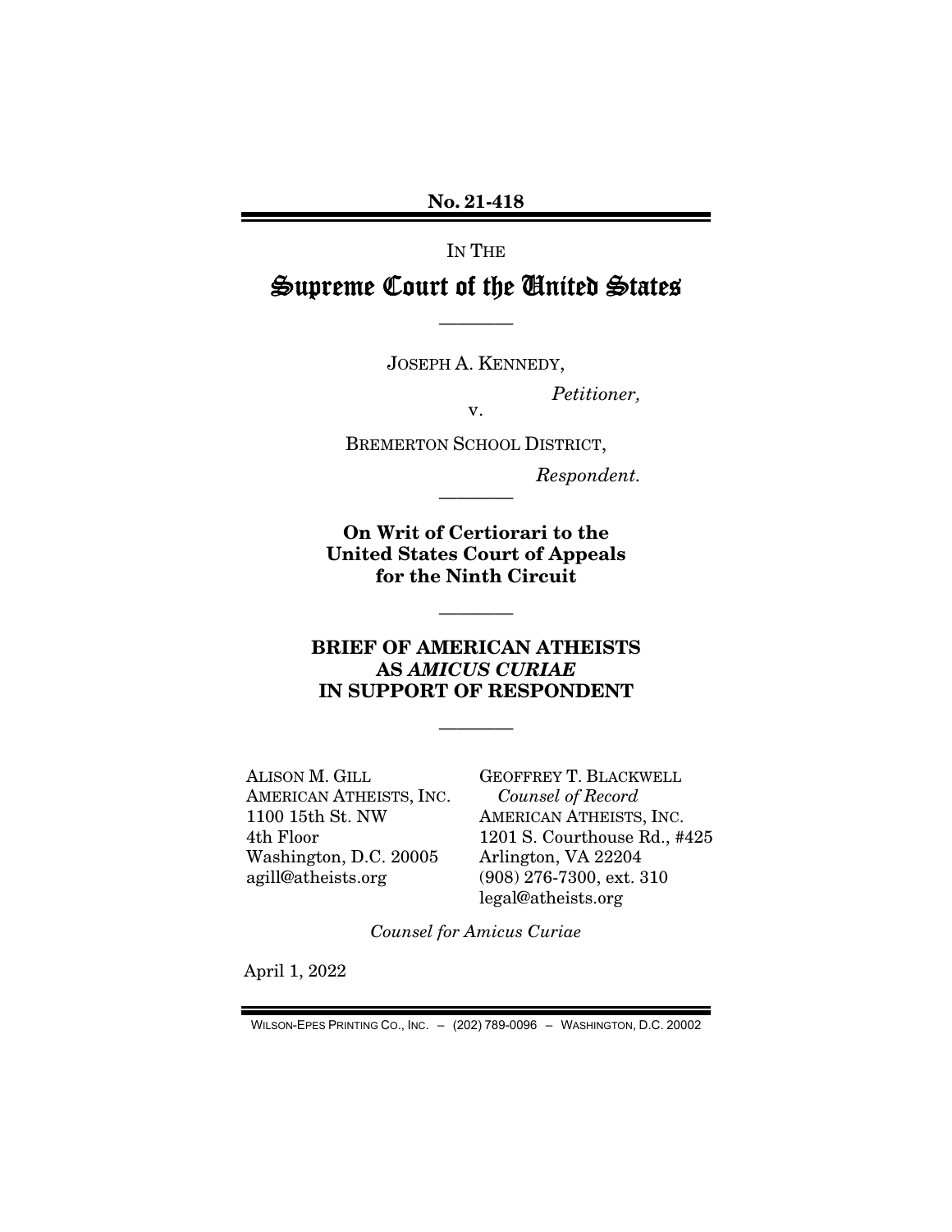**No. 21-418**

IN THE

# Supreme Court of the United States

————

JOSEPH A. KENNEDY,

*Petitioner,*

v.

BREMERTON SCHOOL DISTRICT,

*Respondent.*

————

**On Writ of Certiorari to the United States Court of Appeals for the Ninth Circuit**

————

**BRIEF OF AMERICAN ATHEISTS AS *AMICUS CURIAE* IN SUPPORT OF RESPONDENT**

————

ALISON M. GILL
AMERICAN ATHEISTS, INC.
1100 15th St. NW
4th Floor
Washington, D.C. 20005
agill@atheists.org

GEOFFREY T. BLACKWELL
*Counsel of Record*
AMERICAN ATHEISTS, INC.
1201 S. Courthouse Rd., #425
Arlington, VA 22204
(908) 276-7300, ext. 310
legal@atheists.org

*Counsel for Amicus Curiae*

April 1, 2022

WILSON-EPES PRINTING CO., INC. – (202) 789-0096 – WASHINGTON, D.C. 20002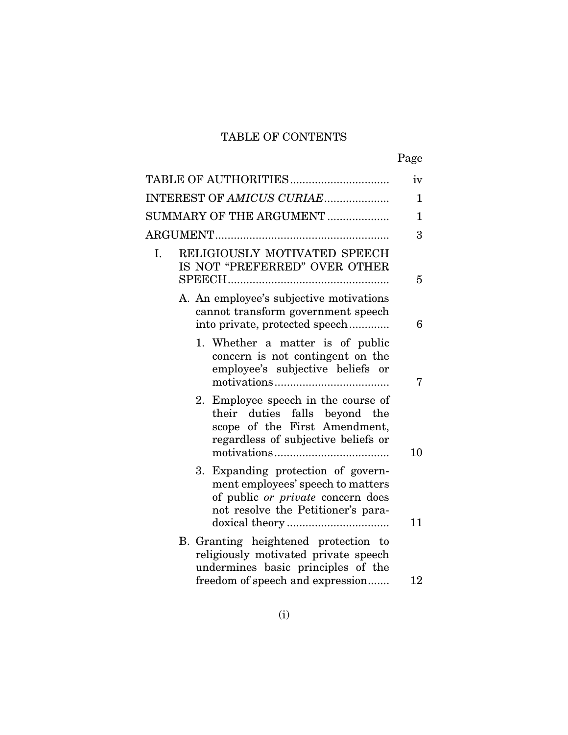# TABLE OF CONTENTS

| | Page |
|---|---|
| TABLE OF AUTHORITIES | iv |
| INTEREST OF *AMICUS CURIAE* | 1 |
| SUMMARY OF THE ARGUMENT | 1 |
| ARGUMENT | 3 |
| I. RELIGIOUSLY MOTIVATED SPEECH IS NOT "PREFERRED" OVER OTHER SPEECH | 5 |
| A. An employee's subjective motivations cannot transform government speech into private, protected speech | 6 |
| 1. Whether a matter is of public concern is not contingent on the employee's subjective beliefs or motivations | 7 |
| 2. Employee speech in the course of their duties falls beyond the scope of the First Amendment, regardless of subjective beliefs or motivations | 10 |
| 3. Expanding protection of government employees' speech to matters of public *or private* concern does not resolve the Petitioner's paradoxical theory | 11 |
| B. Granting heightened protection to religiously motivated private speech undermines basic principles of the freedom of speech and expression | 12 |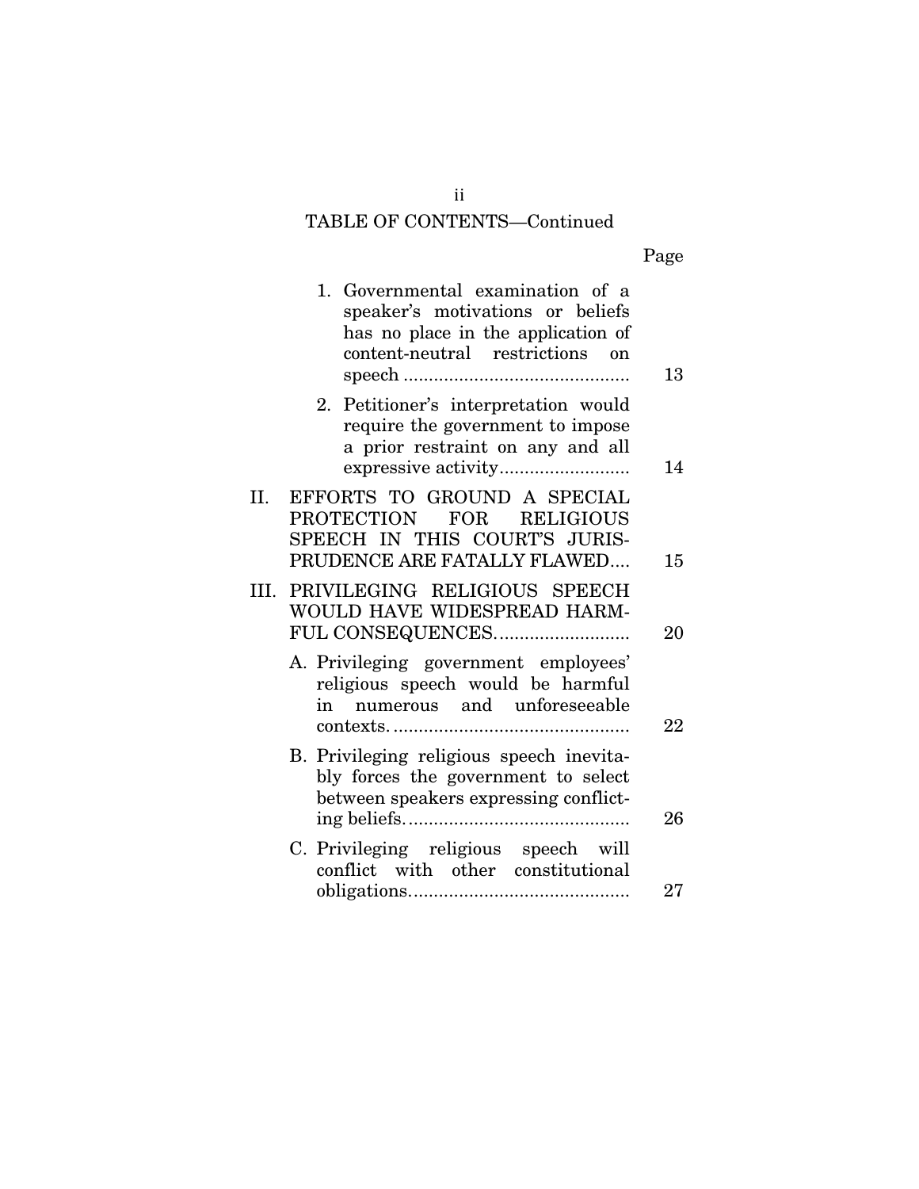TABLE OF CONTENTS—Continued

| | Page |
|---|---|
| 1. Governmental examination of a speaker's motivations or beliefs has no place in the application of content-neutral restrictions on speech | 13 |
| 2. Petitioner's interpretation would require the government to impose a prior restraint on any and all expressive activity | 14 |
| II. EFFORTS TO GROUND A SPECIAL PROTECTION FOR RELIGIOUS SPEECH IN THIS COURT'S JURISPRUDENCE ARE FATALLY FLAWED | 15 |
| III. PRIVILEGING RELIGIOUS SPEECH WOULD HAVE WIDESPREAD HARMFUL CONSEQUENCES | 20 |
| A. Privileging government employees' religious speech would be harmful in numerous and unforeseeable contexts. | 22 |
| B. Privileging religious speech inevitably forces the government to select between speakers expressing conflicting beliefs. | 26 |
| C. Privileging religious speech will conflict with other constitutional obligations. | 27 |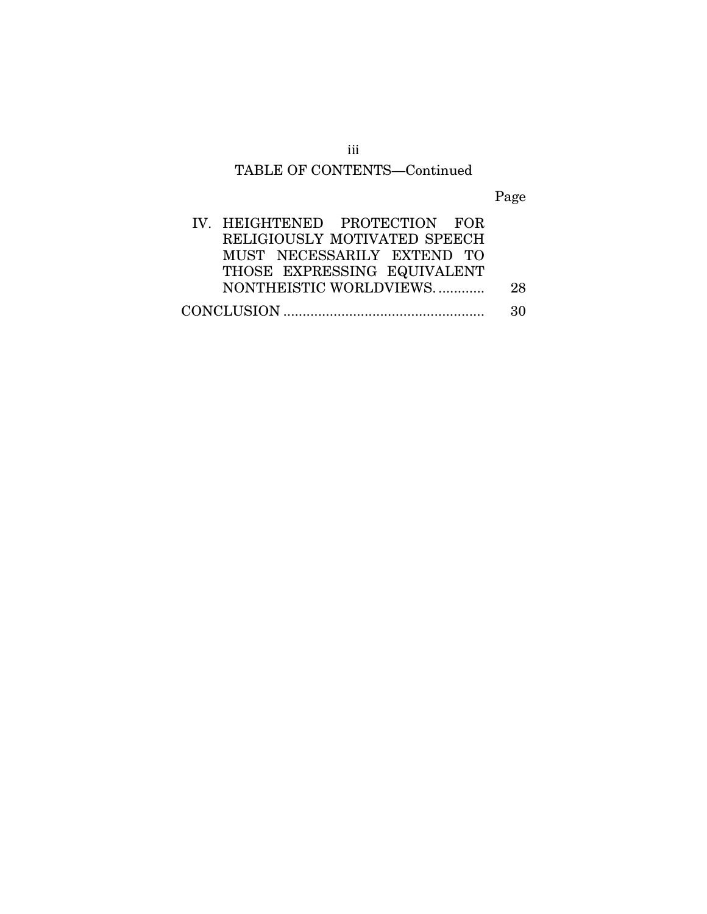## TABLE OF CONTENTS—Continued

| | Page |
|---|---|
| IV. HEIGHTENED PROTECTION FOR RELIGIOUSLY MOTIVATED SPEECH MUST NECESSARILY EXTEND TO THOSE EXPRESSING EQUIVALENT NONTHEISTIC WORLDVIEWS. ............ | 28 |
| CONCLUSION .................................................... | 30 |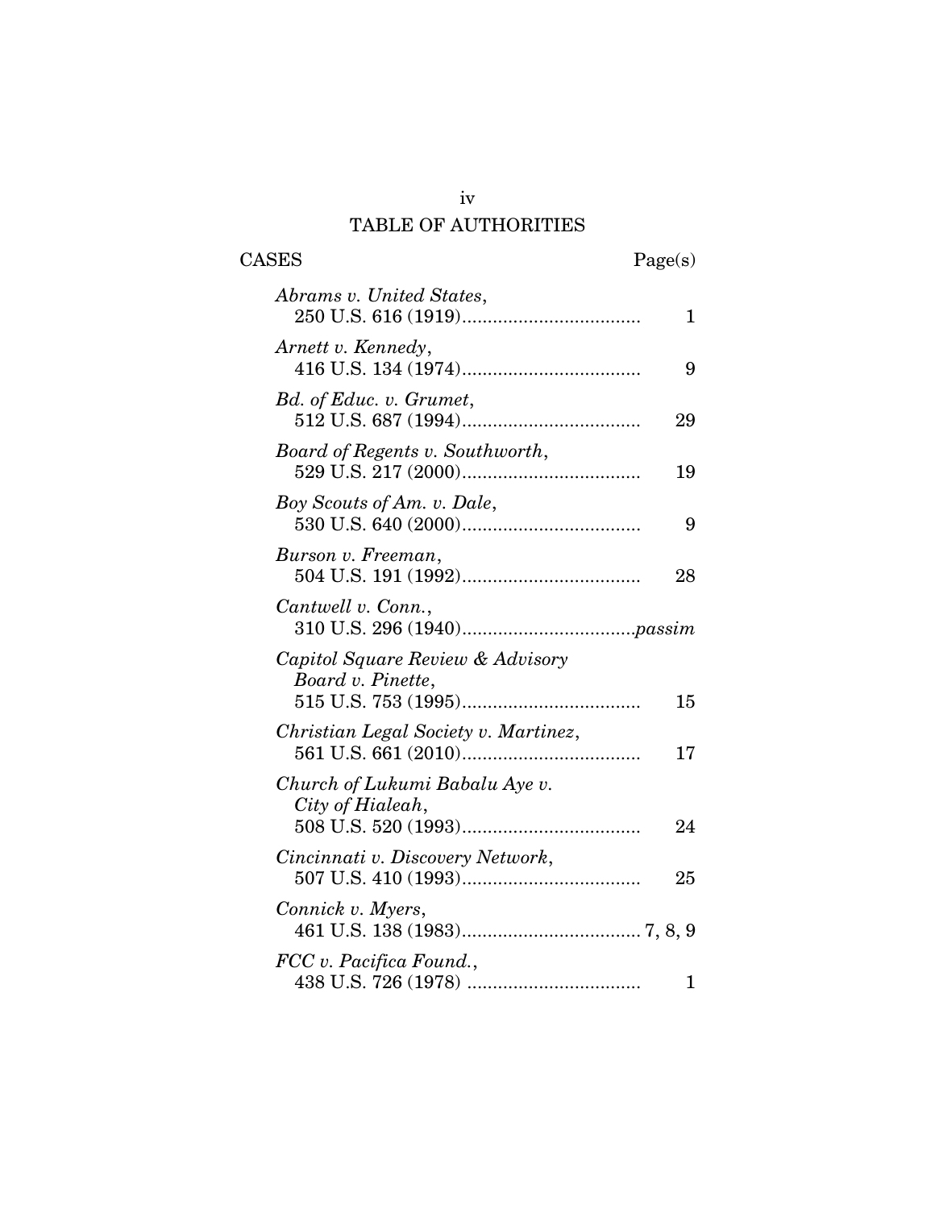# TABLE OF AUTHORITIES

| CASES | Page(s) |
|---|---|
| *Abrams v. United States*, 250 U.S. 616 (1919) | 1 |
| *Arnett v. Kennedy*, 416 U.S. 134 (1974) | 9 |
| *Bd. of Educ. v. Grumet*, 512 U.S. 687 (1994) | 29 |
| *Board of Regents v. Southworth*, 529 U.S. 217 (2000) | 19 |
| *Boy Scouts of Am. v. Dale*, 530 U.S. 640 (2000) | 9 |
| *Burson v. Freeman*, 504 U.S. 191 (1992) | 28 |
| *Cantwell v. Conn.*, 310 U.S. 296 (1940) | *passim* |
| *Capitol Square Review & Advisory Board v. Pinette*, 515 U.S. 753 (1995) | 15 |
| *Christian Legal Society v. Martinez*, 561 U.S. 661 (2010) | 17 |
| *Church of Lukumi Babalu Aye v. City of Hialeah*, 508 U.S. 520 (1993) | 24 |
| *Cincinnati v. Discovery Network*, 507 U.S. 410 (1993) | 25 |
| *Connick v. Myers*, 461 U.S. 138 (1983) | 7, 8, 9 |
| *FCC v. Pacifica Found.*, 438 U.S. 726 (1978) | 1 |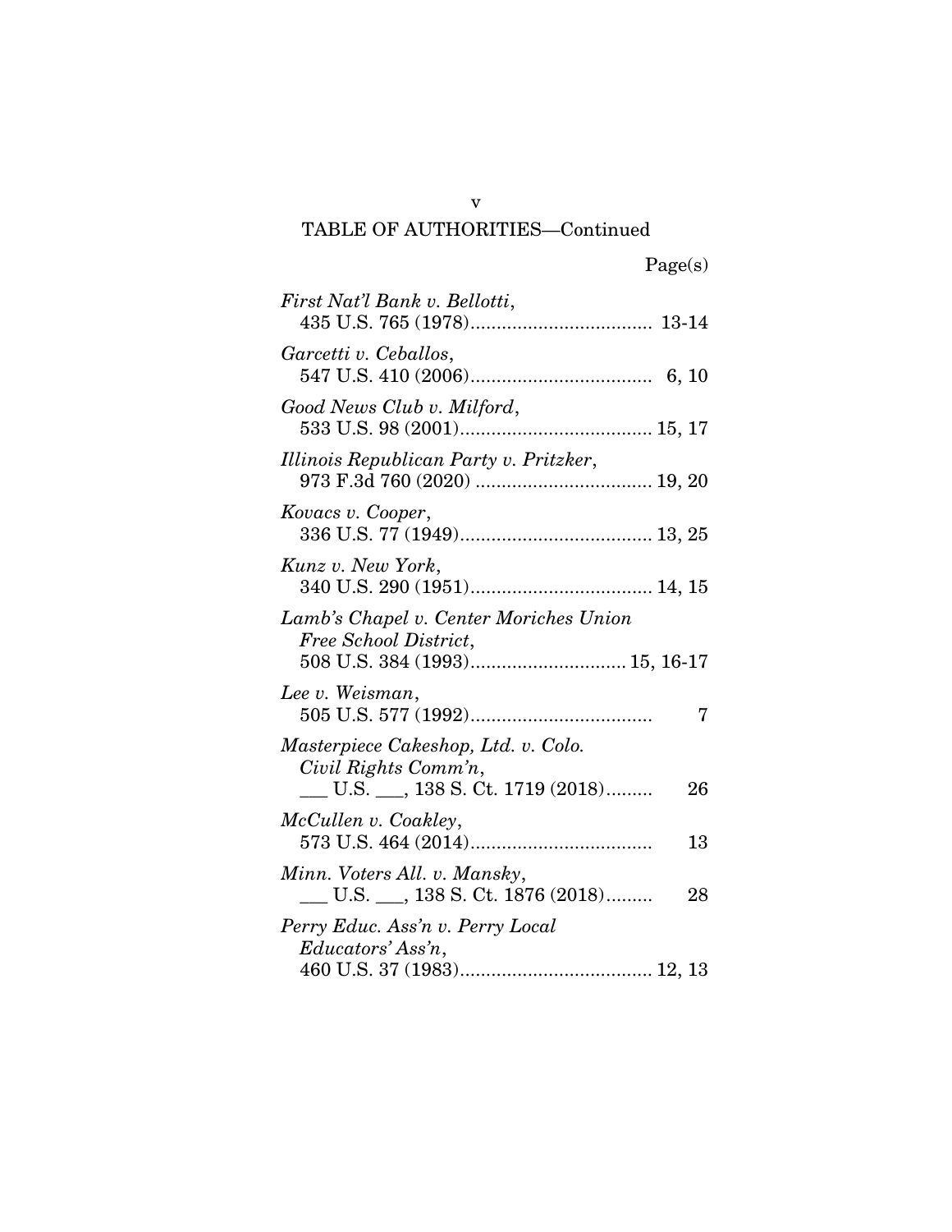TABLE OF AUTHORITIES—Continued

Page(s)

*First Nat'l Bank v. Bellotti*,
435 U.S. 765 (1978).................................. 13-14

*Garcetti v. Ceballos*,
547 U.S. 410 (2006).................................. 6, 10

*Good News Club v. Milford*,
533 U.S. 98 (2001).................................... 15, 17

*Illinois Republican Party v. Pritzker*,
973 F.3d 760 (2020) ................................. 19, 20

*Kovacs v. Cooper*,
336 U.S. 77 (1949).................................... 13, 25

*Kunz v. New York*,
340 U.S. 290 (1951).................................. 14, 15

*Lamb's Chapel v. Center Moriches Union Free School District*,
508 U.S. 384 (1993)............................. 15, 16-17

*Lee v. Weisman*,
505 U.S. 577 (1992).................................. 7

*Masterpiece Cakeshop, Ltd. v. Colo. Civil Rights Comm'n*,
___ U.S. ___, 138 S. Ct. 1719 (2018)......... 26

*McCullen v. Coakley*,
573 U.S. 464 (2014).................................. 13

*Minn. Voters All. v. Mansky*,
___ U.S. ___, 138 S. Ct. 1876 (2018)......... 28

*Perry Educ. Ass'n v. Perry Local Educators' Ass'n*,
460 U.S. 37 (1983).................................... 12, 13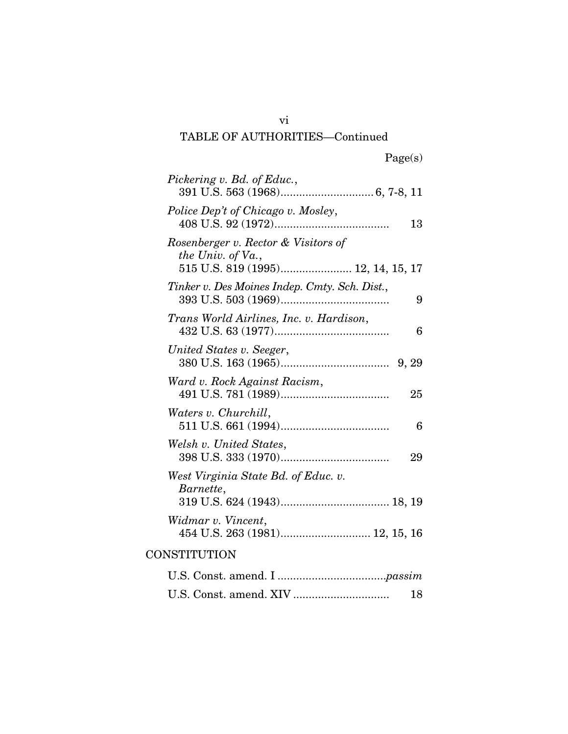TABLE OF AUTHORITIES—Continued

Page(s)

*Pickering v. Bd. of Educ.*,
391 U.S. 563 (1968) .............................. 6, 7-8, 11

*Police Dep't of Chicago v. Mosley*,
408 U.S. 92 (1972) ..................................... 13

*Rosenberger v. Rector & Visitors of the Univ. of Va.*,
515 U.S. 819 (1995) ....................... 12, 14, 15, 17

*Tinker v. Des Moines Indep. Cmty. Sch. Dist.*,
393 U.S. 503 (1969) ................................... 9

*Trans World Airlines, Inc. v. Hardison*,
432 U.S. 63 (1977) ..................................... 6

*United States v. Seeger*,
380 U.S. 163 (1965) ................................... 9, 29

*Ward v. Rock Against Racism*,
491 U.S. 781 (1989) ................................... 25

*Waters v. Churchill*,
511 U.S. 661 (1994) ................................... 6

*Welsh v. United States*,
398 U.S. 333 (1970) ................................... 29

*West Virginia State Bd. of Educ. v. Barnette*,
319 U.S. 624 (1943) ................................... 18, 19

*Widmar v. Vincent*,
454 U.S. 263 (1981) ............................ 12, 15, 16

CONSTITUTION

U.S. Const. amend. I ..................................*passim*

U.S. Const. amend. XIV ............................... 18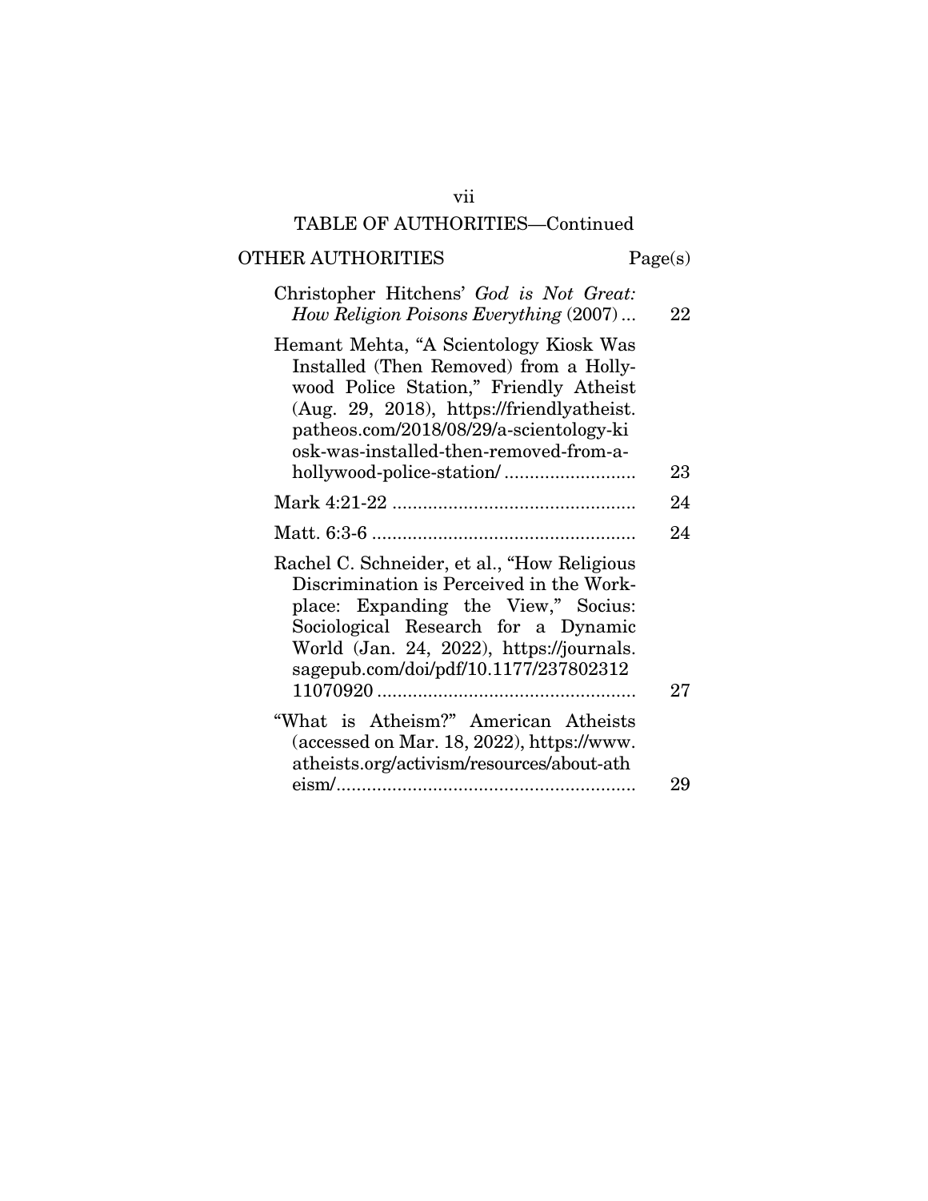## TABLE OF AUTHORITIES—Continued

| OTHER AUTHORITIES | Page(s) |
|---|---|
| Christopher Hitchens' *God is Not Great: How Religion Poisons Everything* (2007) ... | 22 |
| Hemant Mehta, "A Scientology Kiosk Was Installed (Then Removed) from a Hollywood Police Station," Friendly Atheist (Aug. 29, 2018), https://friendlyatheist.patheos.com/2018/08/29/a-scientology-kiosk-was-installed-then-removed-from-a-hollywood-police-station/ .......................... | 23 |
| Mark 4:21-22 ................................................ | 24 |
| Matt. 6:3-6 .................................................... | 24 |
| Rachel C. Schneider, et al., "How Religious Discrimination is Perceived in the Workplace: Expanding the View," Socius: Sociological Research for a Dynamic World (Jan. 24, 2022), https://journals.sagepub.com/doi/pdf/10.1177/23780231211070920 .................................................. | 27 |
| "What is Atheism?" American Atheists (accessed on Mar. 18, 2022), https://www.atheists.org/activism/resources/about-atheism/.......................................................... | 29 |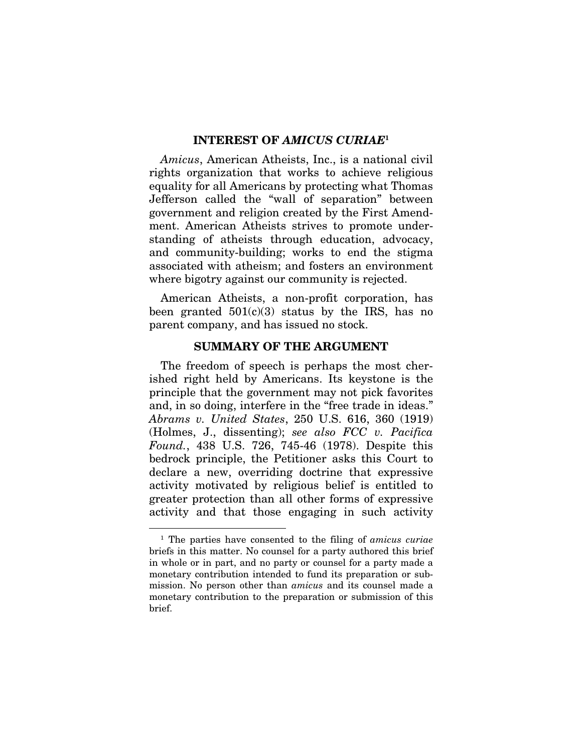## INTEREST OF *AMICUS CURIAE*[1]

*Amicus*, American Atheists, Inc., is a national civil rights organization that works to achieve religious equality for all Americans by protecting what Thomas Jefferson called the "wall of separation" between government and religion created by the First Amendment. American Atheists strives to promote understanding of atheists through education, advocacy, and community-building; works to end the stigma associated with atheism; and fosters an environment where bigotry against our community is rejected.

American Atheists, a non-profit corporation, has been granted 501(c)(3) status by the IRS, has no parent company, and has issued no stock.

## SUMMARY OF THE ARGUMENT

The freedom of speech is perhaps the most cherished right held by Americans. Its keystone is the principle that the government may not pick favorites and, in so doing, interfere in the "free trade in ideas." *Abrams v. United States*, 250 U.S. 616, 360 (1919) (Holmes, J., dissenting); *see also FCC v. Pacifica Found.*, 438 U.S. 726, 745-46 (1978). Despite this bedrock principle, the Petitioner asks this Court to declare a new, overriding doctrine that expressive activity motivated by religious belief is entitled to greater protection than all other forms of expressive activity and that those engaging in such activity

[1] The parties have consented to the filing of *amicus curiae* briefs in this matter. No counsel for a party authored this brief in whole or in part, and no party or counsel for a party made a monetary contribution intended to fund its preparation or submission. No person other than *amicus* and its counsel made a monetary contribution to the preparation or submission of this brief.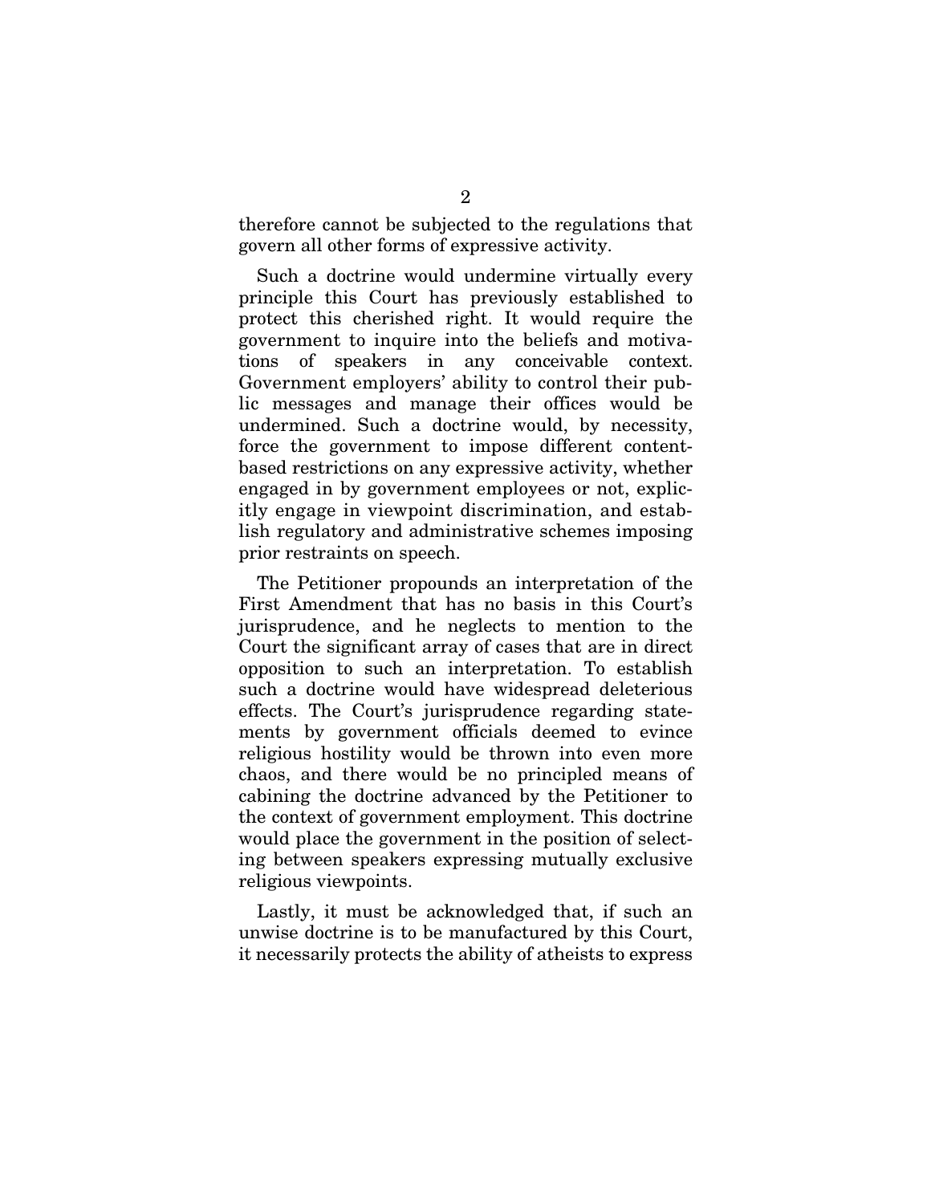therefore cannot be subjected to the regulations that govern all other forms of expressive activity.

Such a doctrine would undermine virtually every principle this Court has previously established to protect this cherished right. It would require the government to inquire into the beliefs and motivations of speakers in any conceivable context. Government employers' ability to control their public messages and manage their offices would be undermined. Such a doctrine would, by necessity, force the government to impose different content-based restrictions on any expressive activity, whether engaged in by government employees or not, explicitly engage in viewpoint discrimination, and establish regulatory and administrative schemes imposing prior restraints on speech.

The Petitioner propounds an interpretation of the First Amendment that has no basis in this Court's jurisprudence, and he neglects to mention to the Court the significant array of cases that are in direct opposition to such an interpretation. To establish such a doctrine would have widespread deleterious effects. The Court's jurisprudence regarding statements by government officials deemed to evince religious hostility would be thrown into even more chaos, and there would be no principled means of cabining the doctrine advanced by the Petitioner to the context of government employment. This doctrine would place the government in the position of selecting between speakers expressing mutually exclusive religious viewpoints.

Lastly, it must be acknowledged that, if such an unwise doctrine is to be manufactured by this Court, it necessarily protects the ability of atheists to express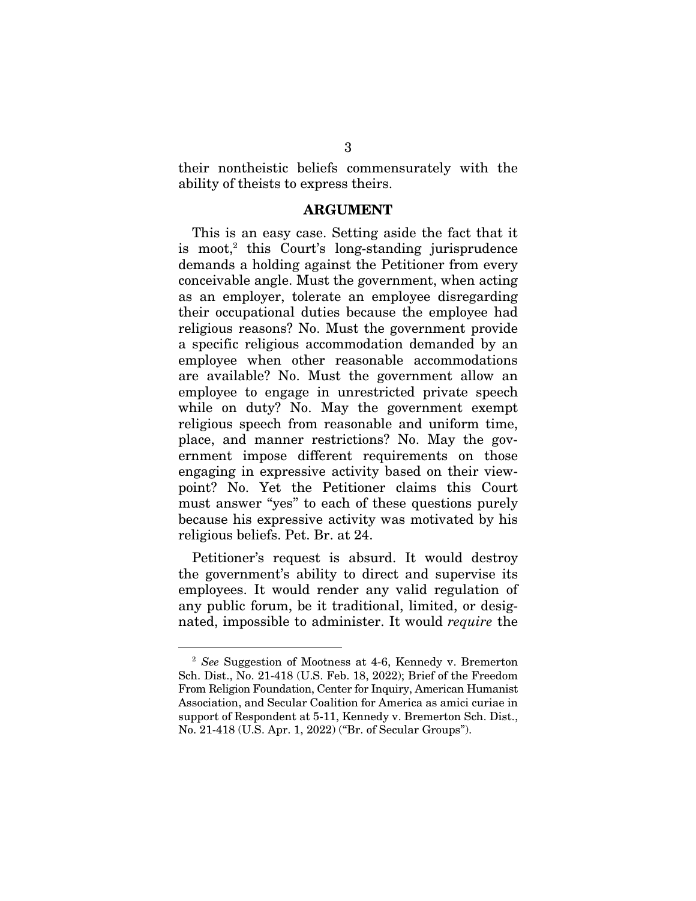their nontheistic beliefs commensurately with the ability of theists to express theirs.

## ARGUMENT

This is an easy case. Setting aside the fact that it is moot,[2] this Court's long-standing jurisprudence demands a holding against the Petitioner from every conceivable angle. Must the government, when acting as an employer, tolerate an employee disregarding their occupational duties because the employee had religious reasons? No. Must the government provide a specific religious accommodation demanded by an employee when other reasonable accommodations are available? No. Must the government allow an employee to engage in unrestricted private speech while on duty? No. May the government exempt religious speech from reasonable and uniform time, place, and manner restrictions? No. May the government impose different requirements on those engaging in expressive activity based on their viewpoint? No. Yet the Petitioner claims this Court must answer "yes" to each of these questions purely because his expressive activity was motivated by his religious beliefs. Pet. Br. at 24.

Petitioner's request is absurd. It would destroy the government's ability to direct and supervise its employees. It would render any valid regulation of any public forum, be it traditional, limited, or designated, impossible to administer. It would *require* the

---

[2] *See* Suggestion of Mootness at 4-6, Kennedy v. Bremerton Sch. Dist., No. 21-418 (U.S. Feb. 18, 2022); Brief of the Freedom From Religion Foundation, Center for Inquiry, American Humanist Association, and Secular Coalition for America as amici curiae in support of Respondent at 5-11, Kennedy v. Bremerton Sch. Dist., No. 21-418 (U.S. Apr. 1, 2022) ("Br. of Secular Groups").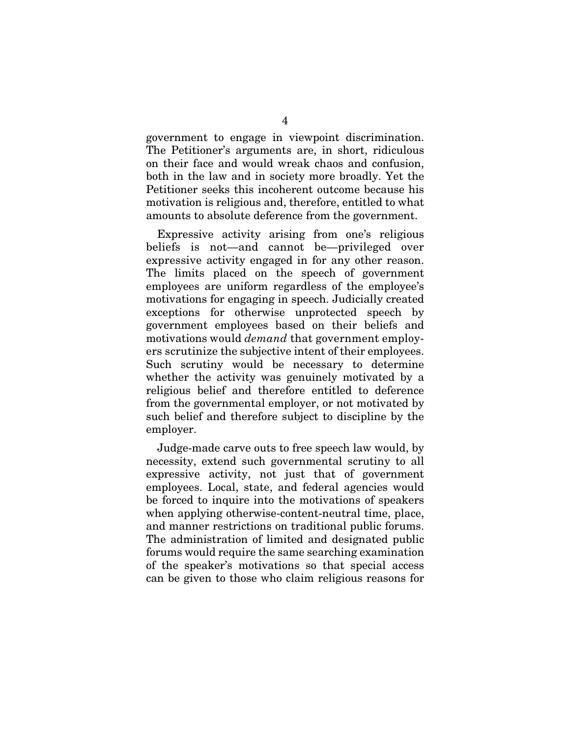government to engage in viewpoint discrimination. The Petitioner's arguments are, in short, ridiculous on their face and would wreak chaos and confusion, both in the law and in society more broadly. Yet the Petitioner seeks this incoherent outcome because his motivation is religious and, therefore, entitled to what amounts to absolute deference from the government.

Expressive activity arising from one's religious beliefs is not—and cannot be—privileged over expressive activity engaged in for any other reason. The limits placed on the speech of government employees are uniform regardless of the employee's motivations for engaging in speech. Judicially created exceptions for otherwise unprotected speech by government employees based on their beliefs and motivations would *demand* that government employers scrutinize the subjective intent of their employees. Such scrutiny would be necessary to determine whether the activity was genuinely motivated by a religious belief and therefore entitled to deference from the governmental employer, or not motivated by such belief and therefore subject to discipline by the employer.

Judge-made carve outs to free speech law would, by necessity, extend such governmental scrutiny to all expressive activity, not just that of government employees. Local, state, and federal agencies would be forced to inquire into the motivations of speakers when applying otherwise-content-neutral time, place, and manner restrictions on traditional public forums. The administration of limited and designated public forums would require the same searching examination of the speaker's motivations so that special access can be given to those who claim religious reasons for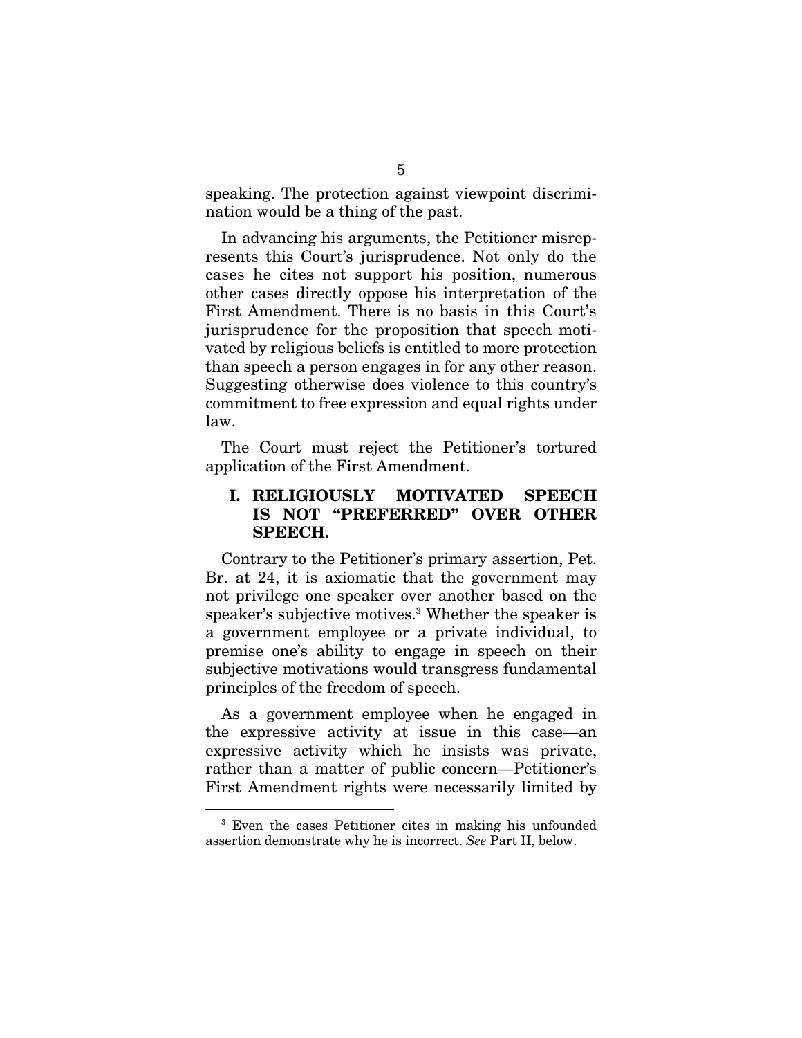speaking. The protection against viewpoint discrimination would be a thing of the past.

In advancing his arguments, the Petitioner misrepresents this Court's jurisprudence. Not only do the cases he cites not support his position, numerous other cases directly oppose his interpretation of the First Amendment. There is no basis in this Court's jurisprudence for the proposition that speech motivated by religious beliefs is entitled to more protection than speech a person engages in for any other reason. Suggesting otherwise does violence to this country's commitment to free expression and equal rights under law.

The Court must reject the Petitioner's tortured application of the First Amendment.

## I. RELIGIOUSLY MOTIVATED SPEECH IS NOT "PREFERRED" OVER OTHER SPEECH.

Contrary to the Petitioner's primary assertion, Pet. Br. at 24, it is axiomatic that the government may not privilege one speaker over another based on the speaker's subjective motives.[3] Whether the speaker is a government employee or a private individual, to premise one's ability to engage in speech on their subjective motivations would transgress fundamental principles of the freedom of speech.

As a government employee when he engaged in the expressive activity at issue in this case—an expressive activity which he insists was private, rather than a matter of public concern—Petitioner's First Amendment rights were necessarily limited by

---

[3] Even the cases Petitioner cites in making his unfounded assertion demonstrate why he is incorrect. *See* Part II, below.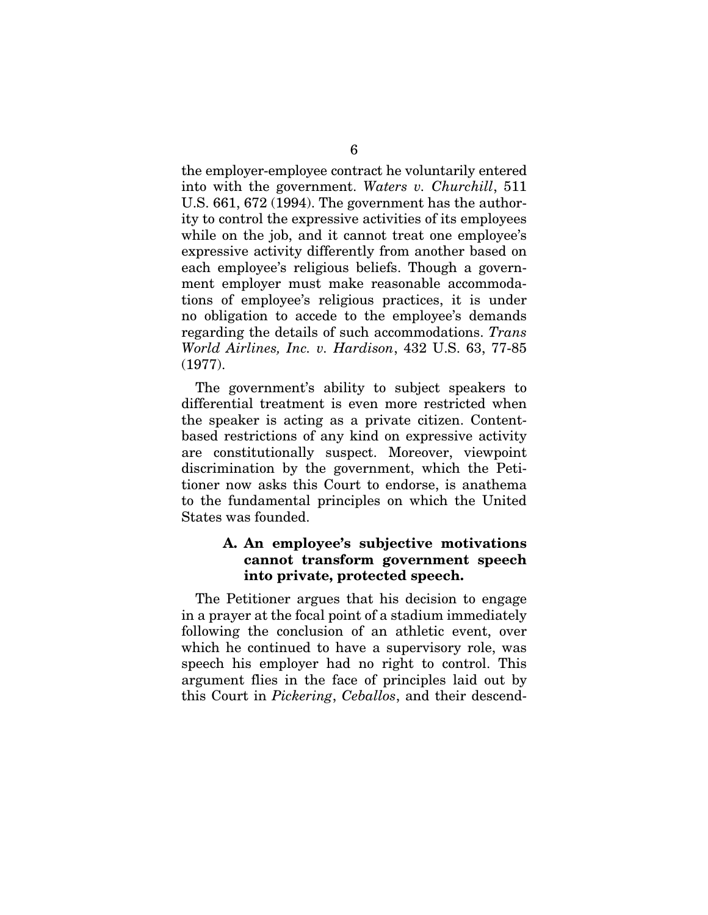the employer-employee contract he voluntarily entered into with the government. *Waters v. Churchill*, 511 U.S. 661, 672 (1994). The government has the authority to control the expressive activities of its employees while on the job, and it cannot treat one employee's expressive activity differently from another based on each employee's religious beliefs. Though a government employer must make reasonable accommodations of employee's religious practices, it is under no obligation to accede to the employee's demands regarding the details of such accommodations. *Trans World Airlines, Inc. v. Hardison*, 432 U.S. 63, 77-85 (1977).

The government's ability to subject speakers to differential treatment is even more restricted when the speaker is acting as a private citizen. Content-based restrictions of any kind on expressive activity are constitutionally suspect. Moreover, viewpoint discrimination by the government, which the Petitioner now asks this Court to endorse, is anathema to the fundamental principles on which the United States was founded.

### A. An employee's subjective motivations cannot transform government speech into private, protected speech.

The Petitioner argues that his decision to engage in a prayer at the focal point of a stadium immediately following the conclusion of an athletic event, over which he continued to have a supervisory role, was speech his employer had no right to control. This argument flies in the face of principles laid out by this Court in *Pickering*, *Ceballos*, and their descend-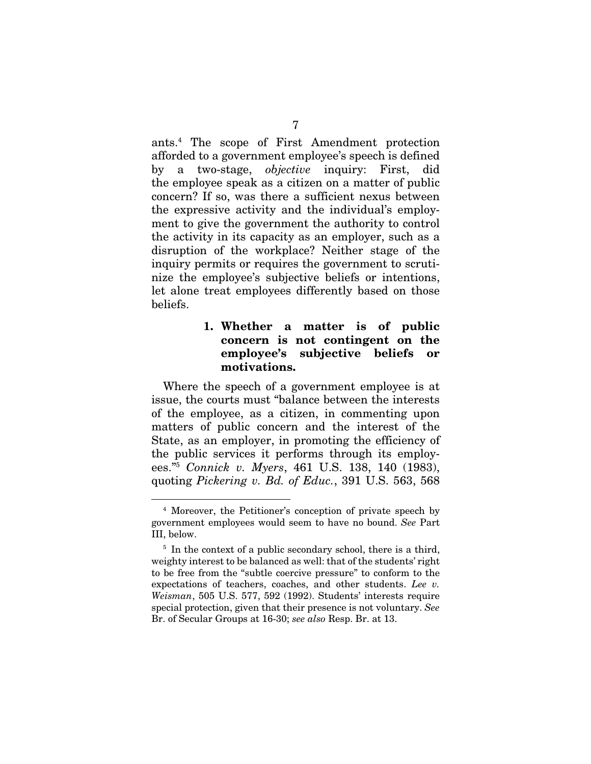ants.[4] The scope of First Amendment protection afforded to a government employee's speech is defined by a two-stage, *objective* inquiry: First, did the employee speak as a citizen on a matter of public concern? If so, was there a sufficient nexus between the expressive activity and the individual's employment to give the government the authority to control the activity in its capacity as an employer, such as a disruption of the workplace? Neither stage of the inquiry permits or requires the government to scrutinize the employee's subjective beliefs or intentions, let alone treat employees differently based on those beliefs.

### 1. Whether a matter is of public concern is not contingent on the employee's subjective beliefs or motivations.

Where the speech of a government employee is at issue, the courts must "balance between the interests of the employee, as a citizen, in commenting upon matters of public concern and the interest of the State, as an employer, in promoting the efficiency of the public services it performs through its employees."[5] *Connick v. Myers*, 461 U.S. 138, 140 (1983), quoting *Pickering v. Bd. of Educ.*, 391 U.S. 563, 568

---

[4] Moreover, the Petitioner's conception of private speech by government employees would seem to have no bound. *See* Part III, below.

[5] In the context of a public secondary school, there is a third, weighty interest to be balanced as well: that of the students' right to be free from the "subtle coercive pressure" to conform to the expectations of teachers, coaches, and other students. *Lee v. Weisman*, 505 U.S. 577, 592 (1992). Students' interests require special protection, given that their presence is not voluntary. *See* Br. of Secular Groups at 16-30; *see also* Resp. Br. at 13.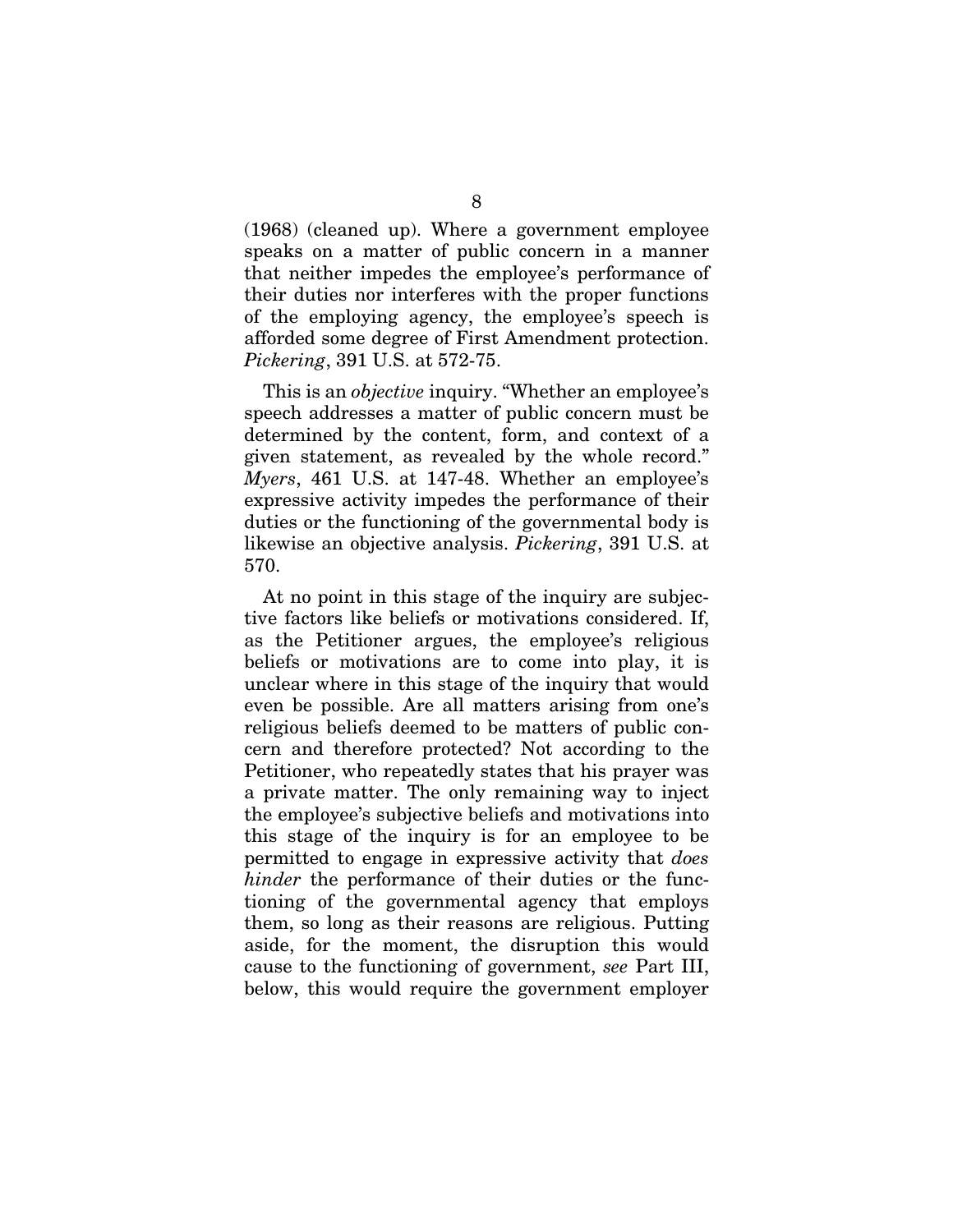(1968) (cleaned up). Where a government employee speaks on a matter of public concern in a manner that neither impedes the employee's performance of their duties nor interferes with the proper functions of the employing agency, the employee's speech is afforded some degree of First Amendment protection. *Pickering*, 391 U.S. at 572-75.

This is an *objective* inquiry. "Whether an employee's speech addresses a matter of public concern must be determined by the content, form, and context of a given statement, as revealed by the whole record." *Myers*, 461 U.S. at 147-48. Whether an employee's expressive activity impedes the performance of their duties or the functioning of the governmental body is likewise an objective analysis. *Pickering*, 391 U.S. at 570.

At no point in this stage of the inquiry are subjective factors like beliefs or motivations considered. If, as the Petitioner argues, the employee's religious beliefs or motivations are to come into play, it is unclear where in this stage of the inquiry that would even be possible. Are all matters arising from one's religious beliefs deemed to be matters of public concern and therefore protected? Not according to the Petitioner, who repeatedly states that his prayer was a private matter. The only remaining way to inject the employee's subjective beliefs and motivations into this stage of the inquiry is for an employee to be permitted to engage in expressive activity that *does hinder* the performance of their duties or the functioning of the governmental agency that employs them, so long as their reasons are religious. Putting aside, for the moment, the disruption this would cause to the functioning of government, *see* Part III, below, this would require the government employer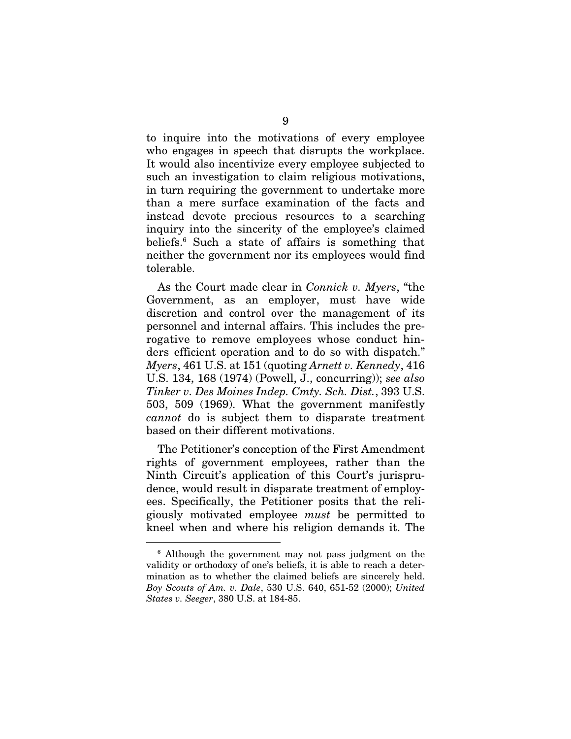to inquire into the motivations of every employee who engages in speech that disrupts the workplace. It would also incentivize every employee subjected to such an investigation to claim religious motivations, in turn requiring the government to undertake more than a mere surface examination of the facts and instead devote precious resources to a searching inquiry into the sincerity of the employee's claimed beliefs.[6] Such a state of affairs is something that neither the government nor its employees would find tolerable.

As the Court made clear in *Connick v. Myers*, "the Government, as an employer, must have wide discretion and control over the management of its personnel and internal affairs. This includes the prerogative to remove employees whose conduct hinders efficient operation and to do so with dispatch." *Myers*, 461 U.S. at 151 (quoting *Arnett v. Kennedy*, 416 U.S. 134, 168 (1974) (Powell, J., concurring)); *see also Tinker v. Des Moines Indep. Cmty. Sch. Dist.*, 393 U.S. 503, 509 (1969). What the government manifestly *cannot* do is subject them to disparate treatment based on their different motivations.

The Petitioner's conception of the First Amendment rights of government employees, rather than the Ninth Circuit's application of this Court's jurisprudence, would result in disparate treatment of employees. Specifically, the Petitioner posits that the religiously motivated employee *must* be permitted to kneel when and where his religion demands it. The

---

[6] Although the government may not pass judgment on the validity or orthodoxy of one's beliefs, it is able to reach a determination as to whether the claimed beliefs are sincerely held. *Boy Scouts of Am. v. Dale*, 530 U.S. 640, 651-52 (2000); *United States v. Seeger*, 380 U.S. at 184-85.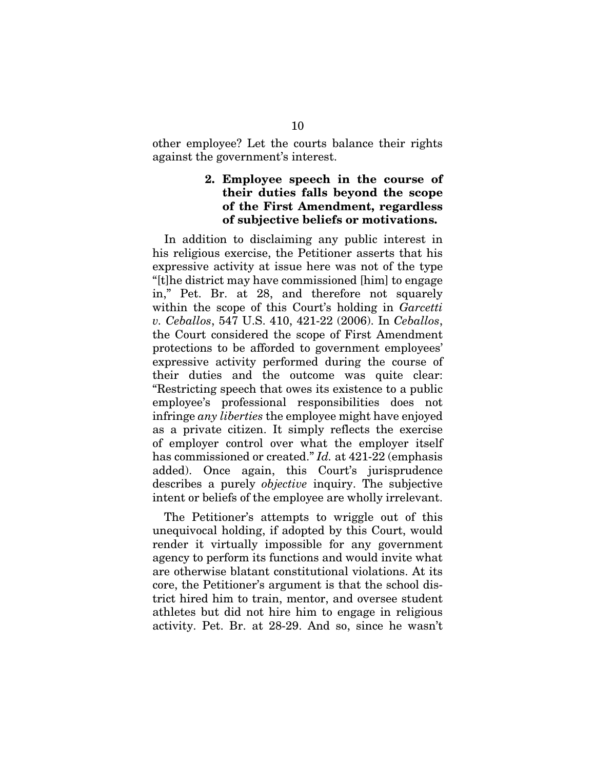other employee? Let the courts balance their rights against the government's interest.

### 2. Employee speech in the course of their duties falls beyond the scope of the First Amendment, regardless of subjective beliefs or motivations.

In addition to disclaiming any public interest in his religious exercise, the Petitioner asserts that his expressive activity at issue here was not of the type "[t]he district may have commissioned [him] to engage in," Pet. Br. at 28, and therefore not squarely within the scope of this Court's holding in *Garcetti v. Ceballos*, 547 U.S. 410, 421-22 (2006). In *Ceballos*, the Court considered the scope of First Amendment protections to be afforded to government employees' expressive activity performed during the course of their duties and the outcome was quite clear: "Restricting speech that owes its existence to a public employee's professional responsibilities does not infringe *any liberties* the employee might have enjoyed as a private citizen. It simply reflects the exercise of employer control over what the employer itself has commissioned or created." *Id.* at 421-22 (emphasis added). Once again, this Court's jurisprudence describes a purely *objective* inquiry. The subjective intent or beliefs of the employee are wholly irrelevant.

The Petitioner's attempts to wriggle out of this unequivocal holding, if adopted by this Court, would render it virtually impossible for any government agency to perform its functions and would invite what are otherwise blatant constitutional violations. At its core, the Petitioner's argument is that the school district hired him to train, mentor, and oversee student athletes but did not hire him to engage in religious activity. Pet. Br. at 28-29. And so, since he wasn't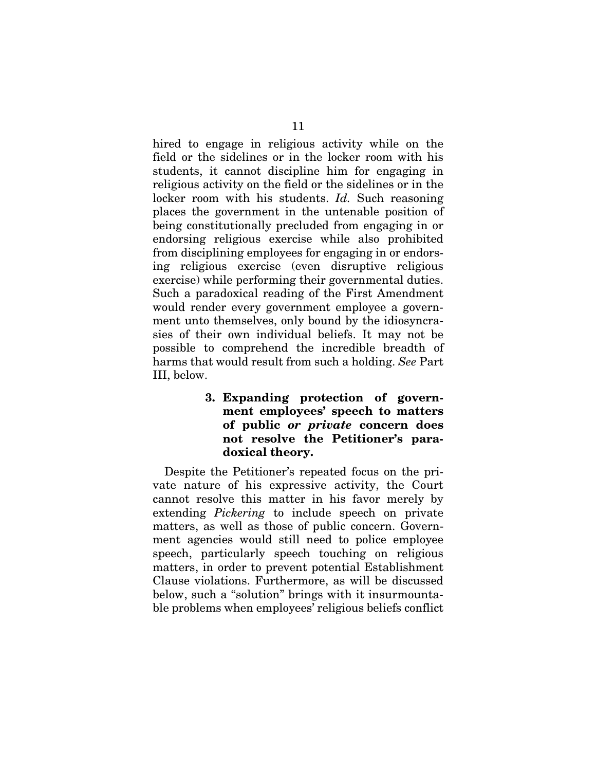hired to engage in religious activity while on the field or the sidelines or in the locker room with his students, it cannot discipline him for engaging in religious activity on the field or the sidelines or in the locker room with his students. *Id.* Such reasoning places the government in the untenable position of being constitutionally precluded from engaging in or endorsing religious exercise while also prohibited from disciplining employees for engaging in or endorsing religious exercise (even disruptive religious exercise) while performing their governmental duties. Such a paradoxical reading of the First Amendment would render every government employee a government unto themselves, only bound by the idiosyncrasies of their own individual beliefs. It may not be possible to comprehend the incredible breadth of harms that would result from such a holding. *See* Part III, below.

#### 3. Expanding protection of government employees' speech to matters of public *or private* concern does not resolve the Petitioner's paradoxical theory.

Despite the Petitioner's repeated focus on the private nature of his expressive activity, the Court cannot resolve this matter in his favor merely by extending *Pickering* to include speech on private matters, as well as those of public concern. Government agencies would still need to police employee speech, particularly speech touching on religious matters, in order to prevent potential Establishment Clause violations. Furthermore, as will be discussed below, such a "solution" brings with it insurmountable problems when employees' religious beliefs conflict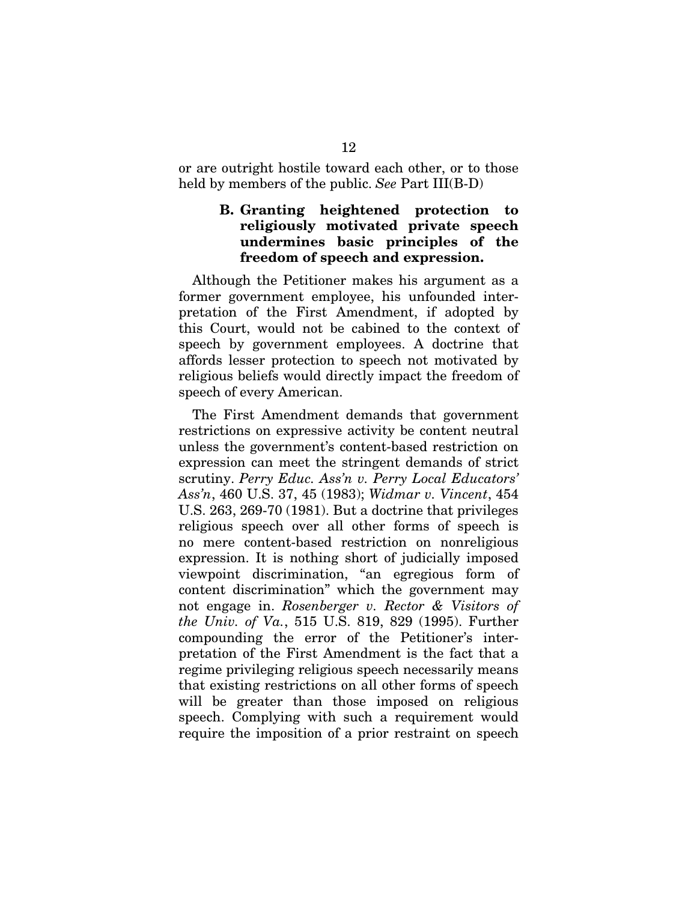or are outright hostile toward each other, or to those held by members of the public. *See* Part III(B-D)

### B. Granting heightened protection to religiously motivated private speech undermines basic principles of the freedom of speech and expression.

Although the Petitioner makes his argument as a former government employee, his unfounded interpretation of the First Amendment, if adopted by this Court, would not be cabined to the context of speech by government employees. A doctrine that affords lesser protection to speech not motivated by religious beliefs would directly impact the freedom of speech of every American.

The First Amendment demands that government restrictions on expressive activity be content neutral unless the government's content-based restriction on expression can meet the stringent demands of strict scrutiny. *Perry Educ. Ass'n v. Perry Local Educators' Ass'n*, 460 U.S. 37, 45 (1983); *Widmar v. Vincent*, 454 U.S. 263, 269-70 (1981). But a doctrine that privileges religious speech over all other forms of speech is no mere content-based restriction on nonreligious expression. It is nothing short of judicially imposed viewpoint discrimination, "an egregious form of content discrimination" which the government may not engage in. *Rosenberger v. Rector & Visitors of the Univ. of Va.*, 515 U.S. 819, 829 (1995). Further compounding the error of the Petitioner's interpretation of the First Amendment is the fact that a regime privileging religious speech necessarily means that existing restrictions on all other forms of speech will be greater than those imposed on religious speech. Complying with such a requirement would require the imposition of a prior restraint on speech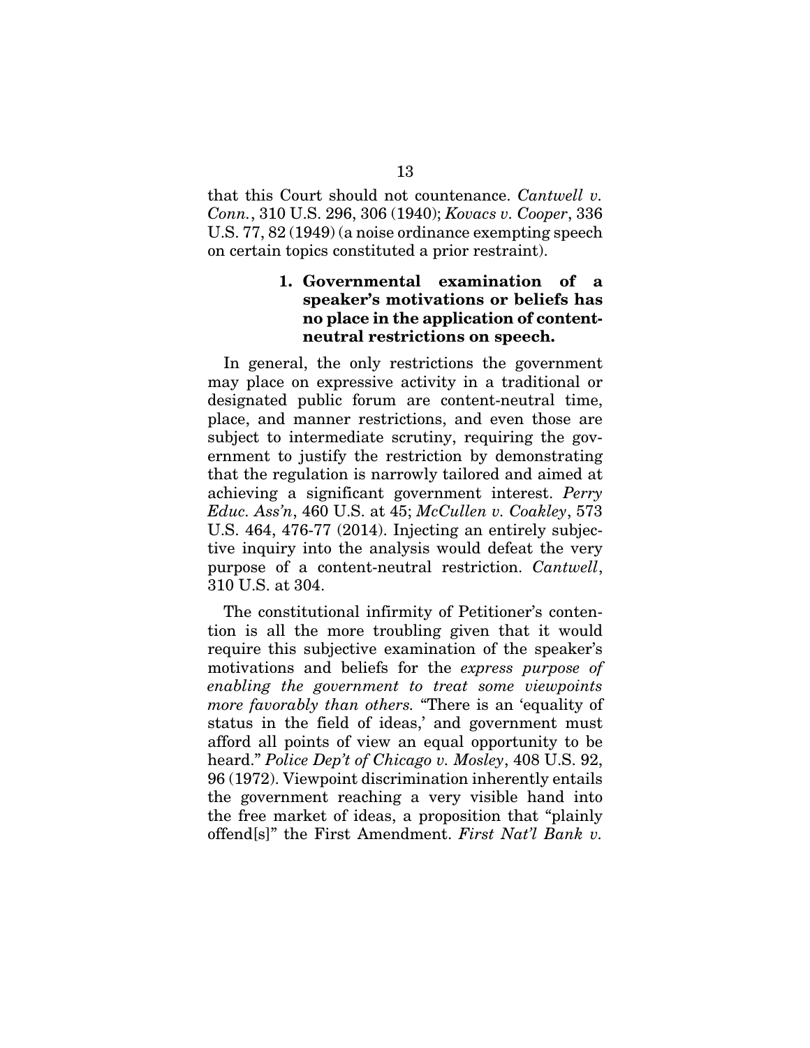that this Court should not countenance. *Cantwell v. Conn.*, 310 U.S. 296, 306 (1940); *Kovacs v. Cooper*, 336 U.S. 77, 82 (1949) (a noise ordinance exempting speech on certain topics constituted a prior restraint).

#### 1. Governmental examination of a speaker's motivations or beliefs has no place in the application of content-neutral restrictions on speech.

In general, the only restrictions the government may place on expressive activity in a traditional or designated public forum are content-neutral time, place, and manner restrictions, and even those are subject to intermediate scrutiny, requiring the government to justify the restriction by demonstrating that the regulation is narrowly tailored and aimed at achieving a significant government interest. *Perry Educ. Ass'n*, 460 U.S. at 45; *McCullen v. Coakley*, 573 U.S. 464, 476-77 (2014). Injecting an entirely subjective inquiry into the analysis would defeat the very purpose of a content-neutral restriction. *Cantwell*, 310 U.S. at 304.

The constitutional infirmity of Petitioner's contention is all the more troubling given that it would require this subjective examination of the speaker's motivations and beliefs for the *express purpose of enabling the government to treat some viewpoints more favorably than others.* "There is an 'equality of status in the field of ideas,' and government must afford all points of view an equal opportunity to be heard." *Police Dep't of Chicago v. Mosley*, 408 U.S. 92, 96 (1972). Viewpoint discrimination inherently entails the government reaching a very visible hand into the free market of ideas, a proposition that "plainly offend[s]" the First Amendment. *First Nat'l Bank v.*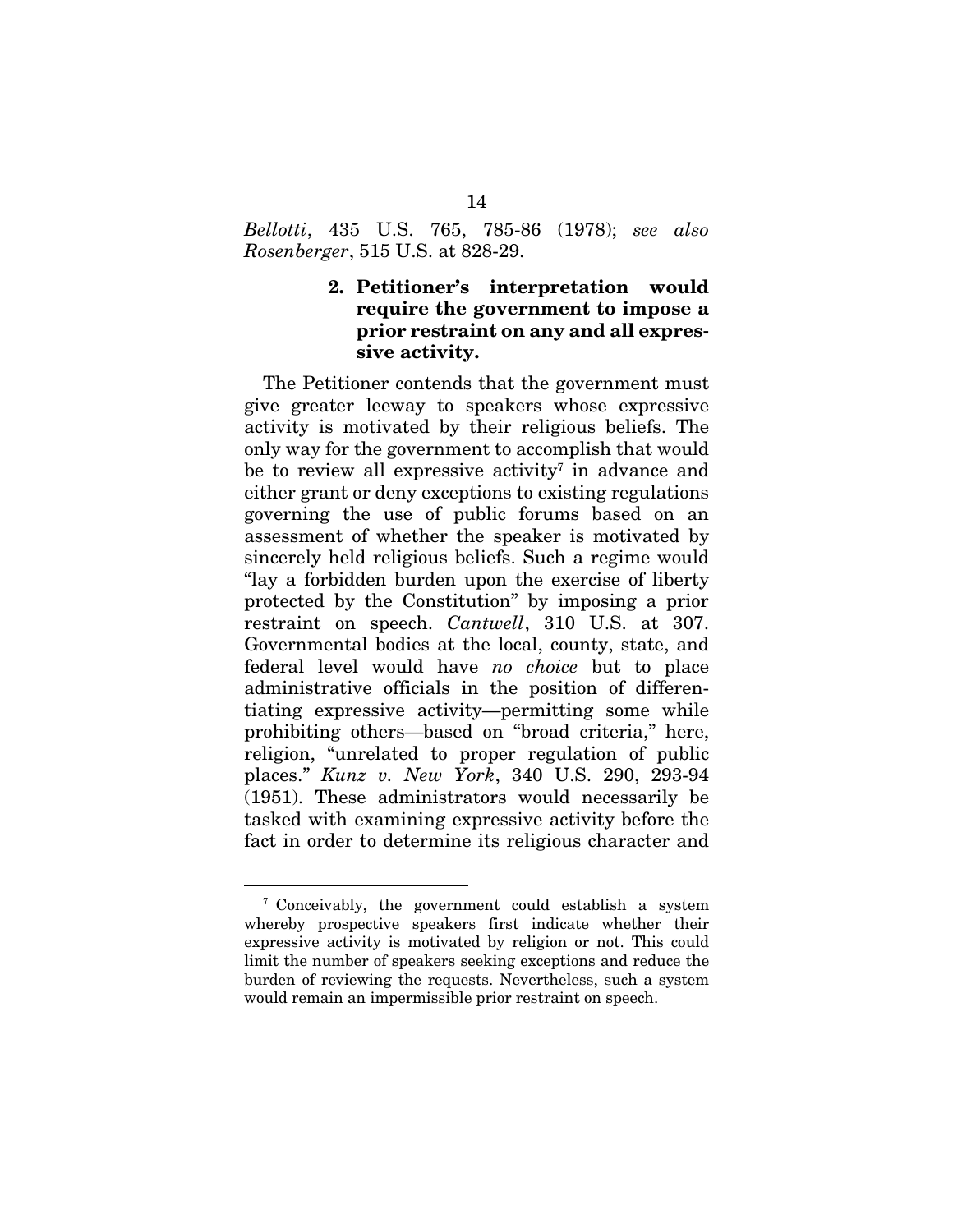*Bellotti*, 435 U.S. 765, 785-86 (1978); *see also Rosenberger*, 515 U.S. at 828-29.

### 2. Petitioner's interpretation would require the government to impose a prior restraint on any and all expressive activity.

The Petitioner contends that the government must give greater leeway to speakers whose expressive activity is motivated by their religious beliefs. The only way for the government to accomplish that would be to review all expressive activity[7] in advance and either grant or deny exceptions to existing regulations governing the use of public forums based on an assessment of whether the speaker is motivated by sincerely held religious beliefs. Such a regime would "lay a forbidden burden upon the exercise of liberty protected by the Constitution" by imposing a prior restraint on speech. *Cantwell*, 310 U.S. at 307. Governmental bodies at the local, county, state, and federal level would have *no choice* but to place administrative officials in the position of differentiating expressive activity—permitting some while prohibiting others—based on "broad criteria," here, religion, "unrelated to proper regulation of public places." *Kunz v. New York*, 340 U.S. 290, 293-94 (1951). These administrators would necessarily be tasked with examining expressive activity before the fact in order to determine its religious character and

---

[7] Conceivably, the government could establish a system whereby prospective speakers first indicate whether their expressive activity is motivated by religion or not. This could limit the number of speakers seeking exceptions and reduce the burden of reviewing the requests. Nevertheless, such a system would remain an impermissible prior restraint on speech.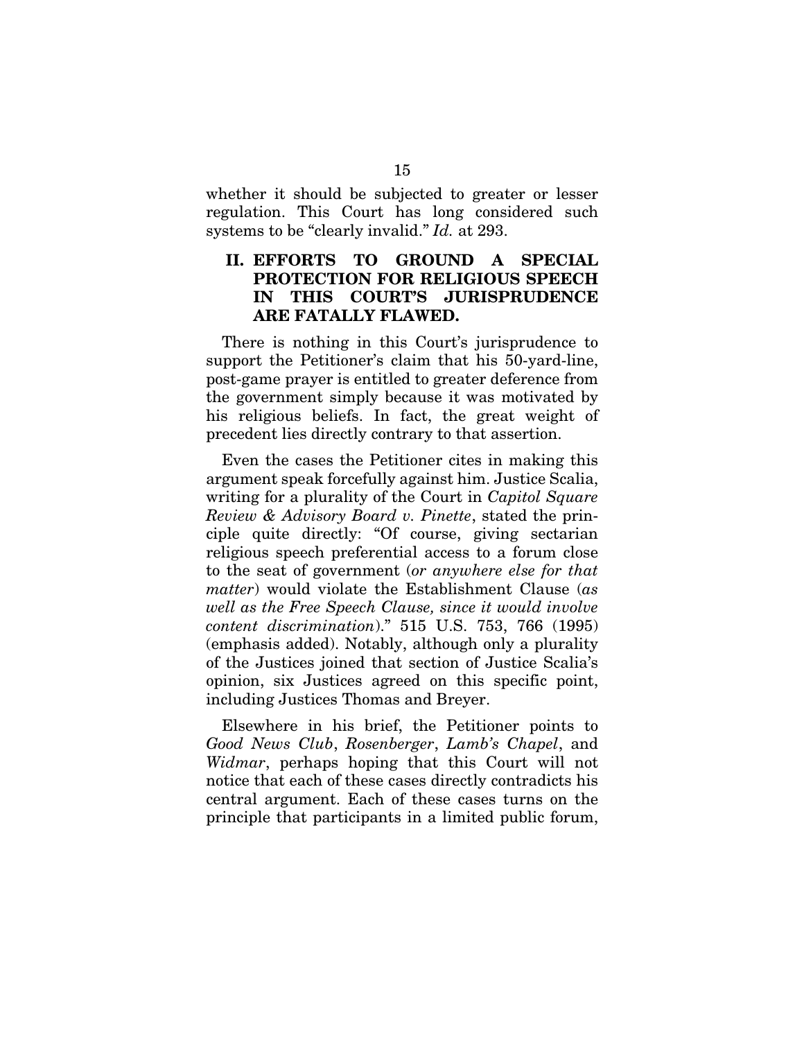whether it should be subjected to greater or lesser regulation. This Court has long considered such systems to be "clearly invalid." *Id.* at 293.

## II. EFFORTS TO GROUND A SPECIAL PROTECTION FOR RELIGIOUS SPEECH IN THIS COURT'S JURISPRUDENCE ARE FATALLY FLAWED.

There is nothing in this Court's jurisprudence to support the Petitioner's claim that his 50-yard-line, post-game prayer is entitled to greater deference from the government simply because it was motivated by his religious beliefs. In fact, the great weight of precedent lies directly contrary to that assertion.

Even the cases the Petitioner cites in making this argument speak forcefully against him. Justice Scalia, writing for a plurality of the Court in *Capitol Square Review & Advisory Board v. Pinette*, stated the principle quite directly: "Of course, giving sectarian religious speech preferential access to a forum close to the seat of government (*or anywhere else for that matter*) would violate the Establishment Clause (*as well as the Free Speech Clause, since it would involve content discrimination*)." 515 U.S. 753, 766 (1995) (emphasis added). Notably, although only a plurality of the Justices joined that section of Justice Scalia's opinion, six Justices agreed on this specific point, including Justices Thomas and Breyer.

Elsewhere in his brief, the Petitioner points to *Good News Club*, *Rosenberger*, *Lamb's Chapel*, and *Widmar*, perhaps hoping that this Court will not notice that each of these cases directly contradicts his central argument. Each of these cases turns on the principle that participants in a limited public forum,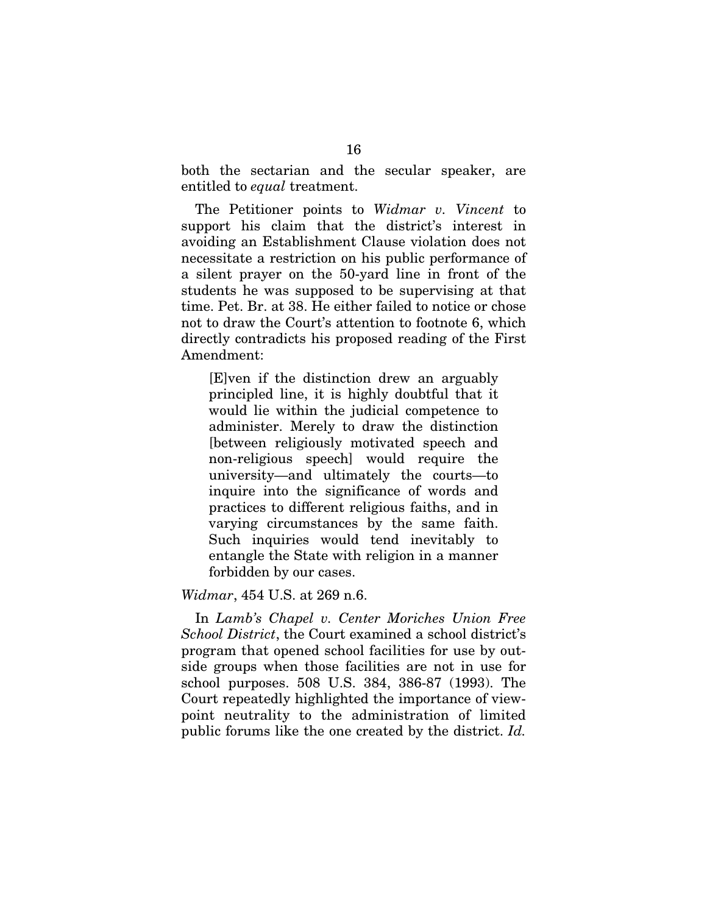both the sectarian and the secular speaker, are entitled to *equal* treatment.

The Petitioner points to *Widmar v. Vincent* to support his claim that the district's interest in avoiding an Establishment Clause violation does not necessitate a restriction on his public performance of a silent prayer on the 50-yard line in front of the students he was supposed to be supervising at that time. Pet. Br. at 38. He either failed to notice or chose not to draw the Court's attention to footnote 6, which directly contradicts his proposed reading of the First Amendment:

> [E]ven if the distinction drew an arguably principled line, it is highly doubtful that it would lie within the judicial competence to administer. Merely to draw the distinction [between religiously motivated speech and non-religious speech] would require the university—and ultimately the courts—to inquire into the significance of words and practices to different religious faiths, and in varying circumstances by the same faith. Such inquiries would tend inevitably to entangle the State with religion in a manner forbidden by our cases.

*Widmar*, 454 U.S. at 269 n.6.

In *Lamb's Chapel v. Center Moriches Union Free School District*, the Court examined a school district's program that opened school facilities for use by outside groups when those facilities are not in use for school purposes. 508 U.S. 384, 386-87 (1993). The Court repeatedly highlighted the importance of viewpoint neutrality to the administration of limited public forums like the one created by the district. *Id.*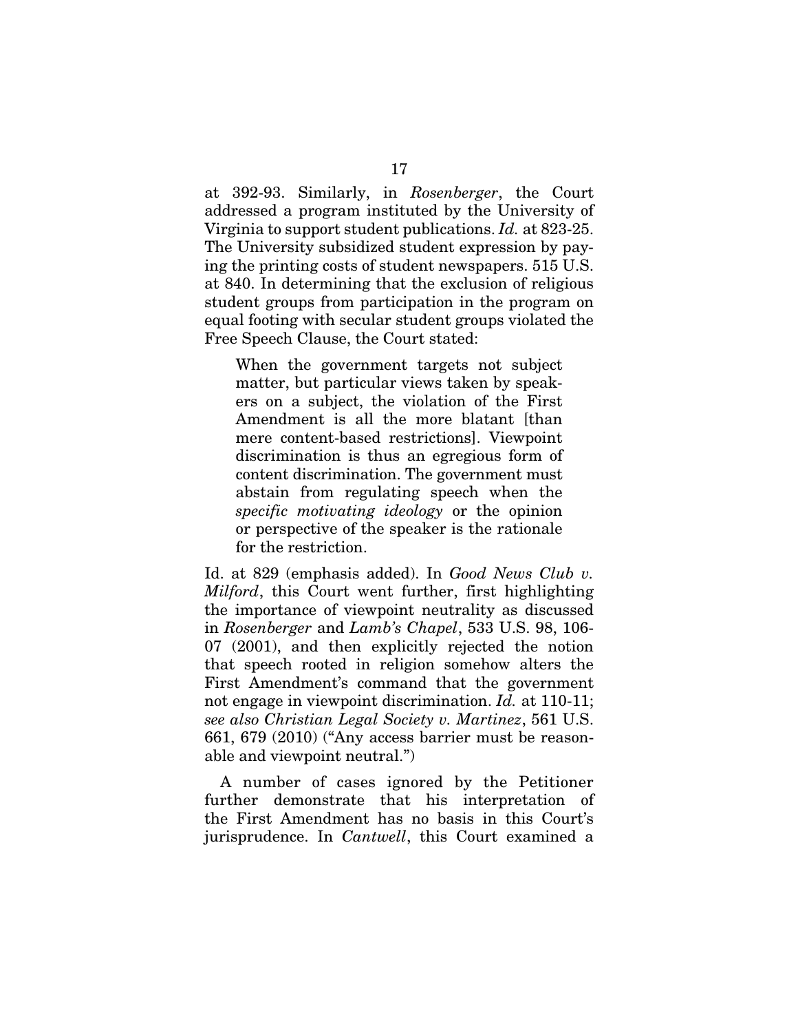at 392-93. Similarly, in *Rosenberger*, the Court addressed a program instituted by the University of Virginia to support student publications. *Id.* at 823-25. The University subsidized student expression by paying the printing costs of student newspapers. 515 U.S. at 840. In determining that the exclusion of religious student groups from participation in the program on equal footing with secular student groups violated the Free Speech Clause, the Court stated:

> When the government targets not subject matter, but particular views taken by speakers on a subject, the violation of the First Amendment is all the more blatant [than mere content-based restrictions]. Viewpoint discrimination is thus an egregious form of content discrimination. The government must abstain from regulating speech when the *specific motivating ideology* or the opinion or perspective of the speaker is the rationale for the restriction.

Id. at 829 (emphasis added). In *Good News Club v. Milford*, this Court went further, first highlighting the importance of viewpoint neutrality as discussed in *Rosenberger* and *Lamb's Chapel*, 533 U.S. 98, 106-07 (2001), and then explicitly rejected the notion that speech rooted in religion somehow alters the First Amendment's command that the government not engage in viewpoint discrimination. *Id.* at 110-11; *see also Christian Legal Society v. Martinez*, 561 U.S. 661, 679 (2010) ("Any access barrier must be reasonable and viewpoint neutral.")

A number of cases ignored by the Petitioner further demonstrate that his interpretation of the First Amendment has no basis in this Court's jurisprudence. In *Cantwell*, this Court examined a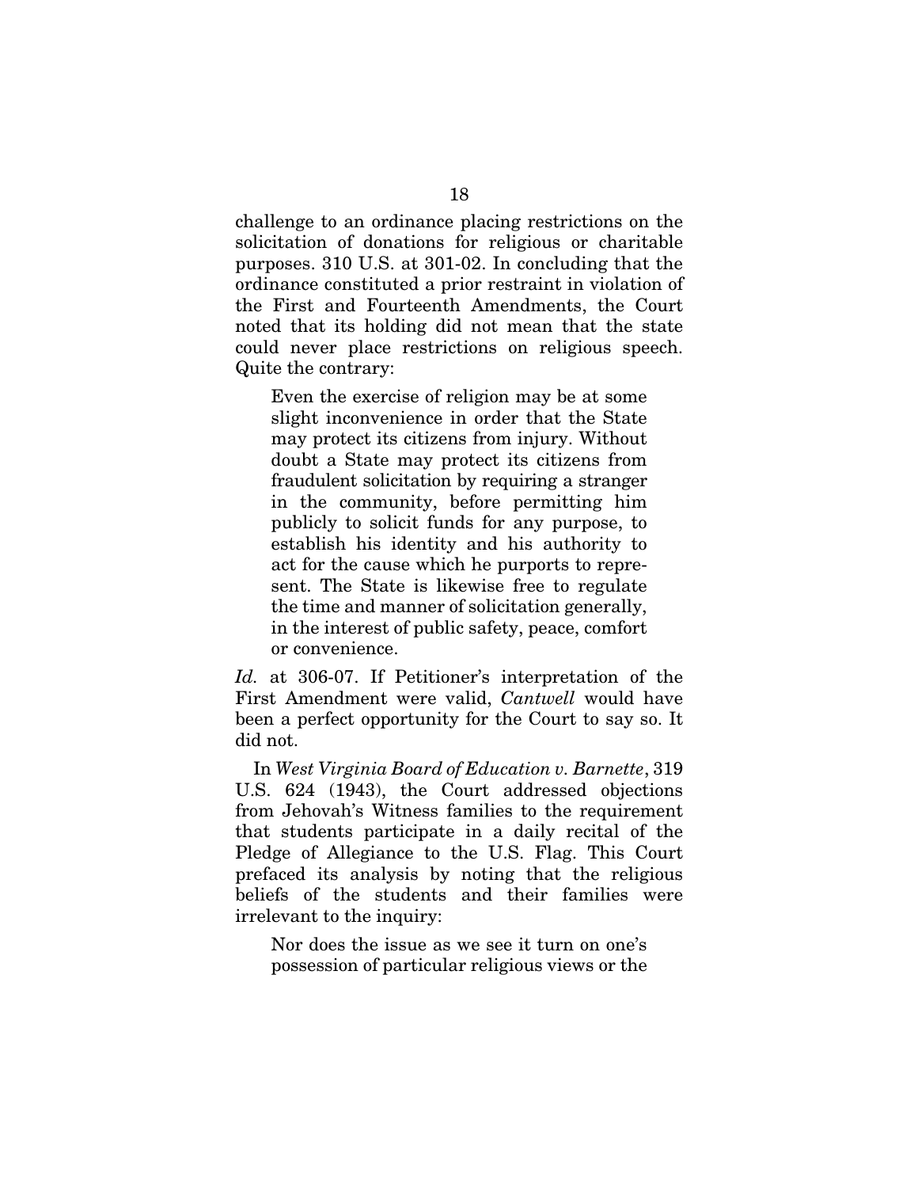challenge to an ordinance placing restrictions on the solicitation of donations for religious or charitable purposes. 310 U.S. at 301-02. In concluding that the ordinance constituted a prior restraint in violation of the First and Fourteenth Amendments, the Court noted that its holding did not mean that the state could never place restrictions on religious speech. Quite the contrary:

> Even the exercise of religion may be at some slight inconvenience in order that the State may protect its citizens from injury. Without doubt a State may protect its citizens from fraudulent solicitation by requiring a stranger in the community, before permitting him publicly to solicit funds for any purpose, to establish his identity and his authority to act for the cause which he purports to represent. The State is likewise free to regulate the time and manner of solicitation generally, in the interest of public safety, peace, comfort or convenience.

*Id.* at 306-07. If Petitioner's interpretation of the First Amendment were valid, *Cantwell* would have been a perfect opportunity for the Court to say so. It did not.

In *West Virginia Board of Education v. Barnette*, 319 U.S. 624 (1943), the Court addressed objections from Jehovah's Witness families to the requirement that students participate in a daily recital of the Pledge of Allegiance to the U.S. Flag. This Court prefaced its analysis by noting that the religious beliefs of the students and their families were irrelevant to the inquiry:

> Nor does the issue as we see it turn on one's possession of particular religious views or the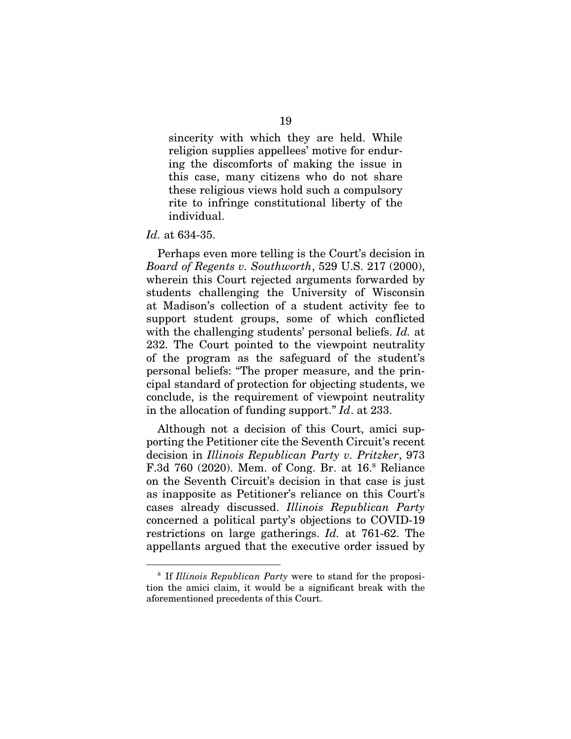> sincerity with which they are held. While religion supplies appellees' motive for enduring the discomforts of making the issue in this case, many citizens who do not share these religious views hold such a compulsory rite to infringe constitutional liberty of the individual.

*Id.* at 634-35.

Perhaps even more telling is the Court's decision in *Board of Regents v. Southworth*, 529 U.S. 217 (2000), wherein this Court rejected arguments forwarded by students challenging the University of Wisconsin at Madison's collection of a student activity fee to support student groups, some of which conflicted with the challenging students' personal beliefs. *Id.* at 232. The Court pointed to the viewpoint neutrality of the program as the safeguard of the student's personal beliefs: "The proper measure, and the principal standard of protection for objecting students, we conclude, is the requirement of viewpoint neutrality in the allocation of funding support." *Id*. at 233.

Although not a decision of this Court, amici supporting the Petitioner cite the Seventh Circuit's recent decision in *Illinois Republican Party v. Pritzker*, 973 F.3d 760 (2020). Mem. of Cong. Br. at 16.[8] Reliance on the Seventh Circuit's decision in that case is just as inapposite as Petitioner's reliance on this Court's cases already discussed. *Illinois Republican Party* concerned a political party's objections to COVID-19 restrictions on large gatherings. *Id.* at 761-62. The appellants argued that the executive order issued by

[8] If *Illinois Republican Party* were to stand for the proposition the amici claim, it would be a significant break with the aforementioned precedents of this Court.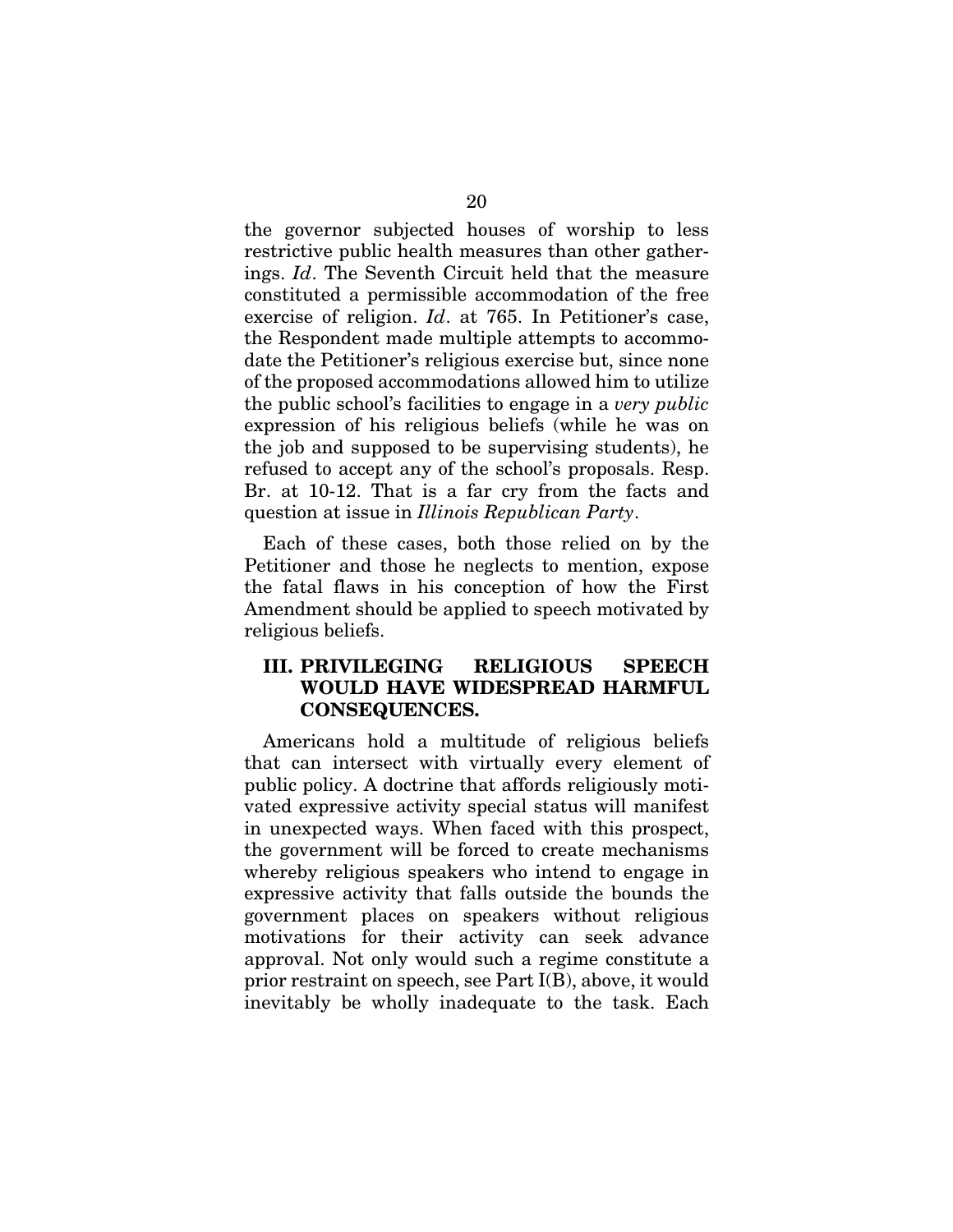the governor subjected houses of worship to less restrictive public health measures than other gatherings. *Id*. The Seventh Circuit held that the measure constituted a permissible accommodation of the free exercise of religion. *Id*. at 765. In Petitioner's case, the Respondent made multiple attempts to accommodate the Petitioner's religious exercise but, since none of the proposed accommodations allowed him to utilize the public school's facilities to engage in a *very public* expression of his religious beliefs (while he was on the job and supposed to be supervising students), he refused to accept any of the school's proposals. Resp. Br. at 10-12. That is a far cry from the facts and question at issue in *Illinois Republican Party*.

Each of these cases, both those relied on by the Petitioner and those he neglects to mention, expose the fatal flaws in his conception of how the First Amendment should be applied to speech motivated by religious beliefs.

## III. PRIVILEGING RELIGIOUS SPEECH WOULD HAVE WIDESPREAD HARMFUL CONSEQUENCES.

Americans hold a multitude of religious beliefs that can intersect with virtually every element of public policy. A doctrine that affords religiously motivated expressive activity special status will manifest in unexpected ways. When faced with this prospect, the government will be forced to create mechanisms whereby religious speakers who intend to engage in expressive activity that falls outside the bounds the government places on speakers without religious motivations for their activity can seek advance approval. Not only would such a regime constitute a prior restraint on speech, see Part I(B), above, it would inevitably be wholly inadequate to the task. Each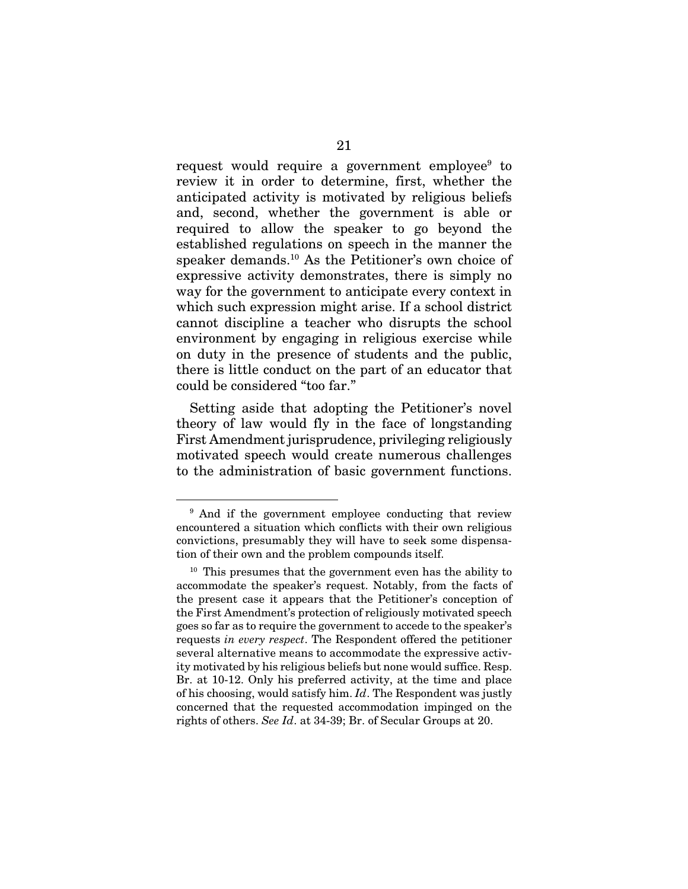request would require a government employee[9] to review it in order to determine, first, whether the anticipated activity is motivated by religious beliefs and, second, whether the government is able or required to allow the speaker to go beyond the established regulations on speech in the manner the speaker demands.[10] As the Petitioner's own choice of expressive activity demonstrates, there is simply no way for the government to anticipate every context in which such expression might arise. If a school district cannot discipline a teacher who disrupts the school environment by engaging in religious exercise while on duty in the presence of students and the public, there is little conduct on the part of an educator that could be considered "too far."

Setting aside that adopting the Petitioner's novel theory of law would fly in the face of longstanding First Amendment jurisprudence, privileging religiously motivated speech would create numerous challenges to the administration of basic government functions.

---

[9] And if the government employee conducting that review encountered a situation which conflicts with their own religious convictions, presumably they will have to seek some dispensation of their own and the problem compounds itself.

[10] This presumes that the government even has the ability to accommodate the speaker's request. Notably, from the facts of the present case it appears that the Petitioner's conception of the First Amendment's protection of religiously motivated speech goes so far as to require the government to accede to the speaker's requests *in every respect*. The Respondent offered the petitioner several alternative means to accommodate the expressive activity motivated by his religious beliefs but none would suffice. Resp. Br. at 10-12. Only his preferred activity, at the time and place of his choosing, would satisfy him. *Id*. The Respondent was justly concerned that the requested accommodation impinged on the rights of others. *See Id*. at 34-39; Br. of Secular Groups at 20.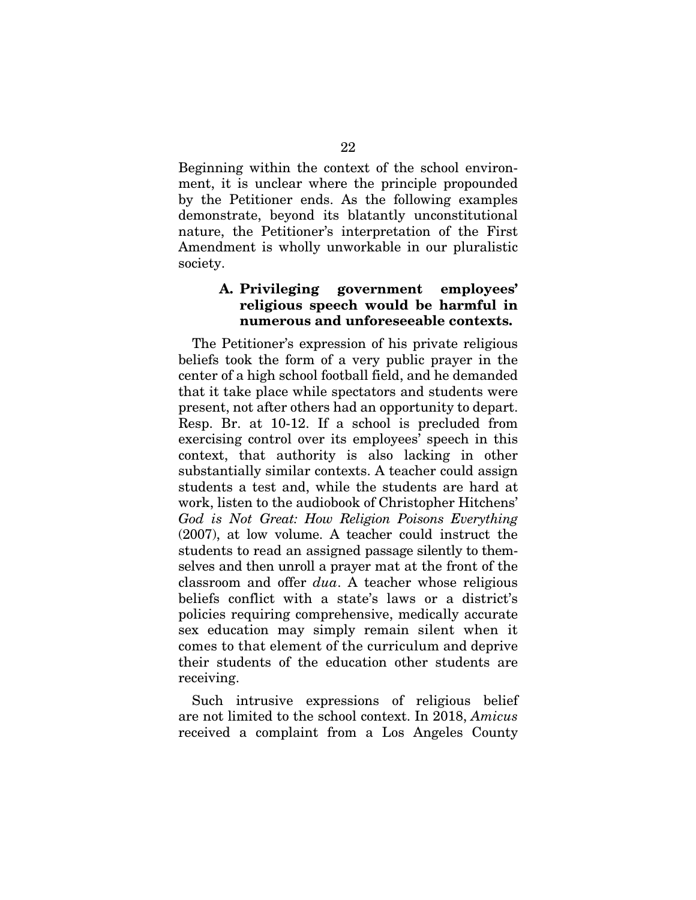Beginning within the context of the school environment, it is unclear where the principle propounded by the Petitioner ends. As the following examples demonstrate, beyond its blatantly unconstitutional nature, the Petitioner's interpretation of the First Amendment is wholly unworkable in our pluralistic society.

### A. Privileging government employees' religious speech would be harmful in numerous and unforeseeable contexts.

The Petitioner's expression of his private religious beliefs took the form of a very public prayer in the center of a high school football field, and he demanded that it take place while spectators and students were present, not after others had an opportunity to depart. Resp. Br. at 10-12. If a school is precluded from exercising control over its employees' speech in this context, that authority is also lacking in other substantially similar contexts. A teacher could assign students a test and, while the students are hard at work, listen to the audiobook of Christopher Hitchens' *God is Not Great: How Religion Poisons Everything* (2007), at low volume. A teacher could instruct the students to read an assigned passage silently to themselves and then unroll a prayer mat at the front of the classroom and offer *dua*. A teacher whose religious beliefs conflict with a state's laws or a district's policies requiring comprehensive, medically accurate sex education may simply remain silent when it comes to that element of the curriculum and deprive their students of the education other students are receiving.

Such intrusive expressions of religious belief are not limited to the school context. In 2018, *Amicus* received a complaint from a Los Angeles County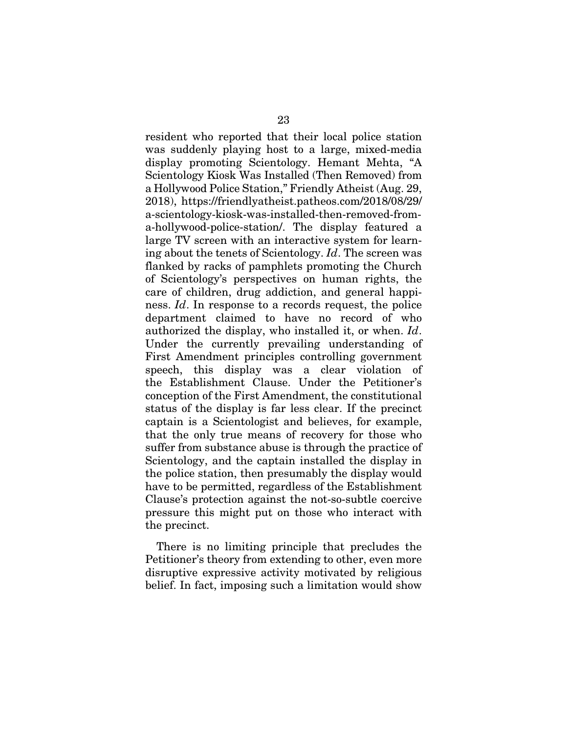resident who reported that their local police station was suddenly playing host to a large, mixed-media display promoting Scientology. Hemant Mehta, "A Scientology Kiosk Was Installed (Then Removed) from a Hollywood Police Station," Friendly Atheist (Aug. 29, 2018), https://friendlyatheist.patheos.com/2018/08/29/a-scientology-kiosk-was-installed-then-removed-from-a-hollywood-police-station/. The display featured a large TV screen with an interactive system for learning about the tenets of Scientology. *Id*. The screen was flanked by racks of pamphlets promoting the Church of Scientology's perspectives on human rights, the care of children, drug addiction, and general happiness. *Id*. In response to a records request, the police department claimed to have no record of who authorized the display, who installed it, or when. *Id*. Under the currently prevailing understanding of First Amendment principles controlling government speech, this display was a clear violation of the Establishment Clause. Under the Petitioner's conception of the First Amendment, the constitutional status of the display is far less clear. If the precinct captain is a Scientologist and believes, for example, that the only true means of recovery for those who suffer from substance abuse is through the practice of Scientology, and the captain installed the display in the police station, then presumably the display would have to be permitted, regardless of the Establishment Clause's protection against the not-so-subtle coercive pressure this might put on those who interact with the precinct.

There is no limiting principle that precludes the Petitioner's theory from extending to other, even more disruptive expressive activity motivated by religious belief. In fact, imposing such a limitation would show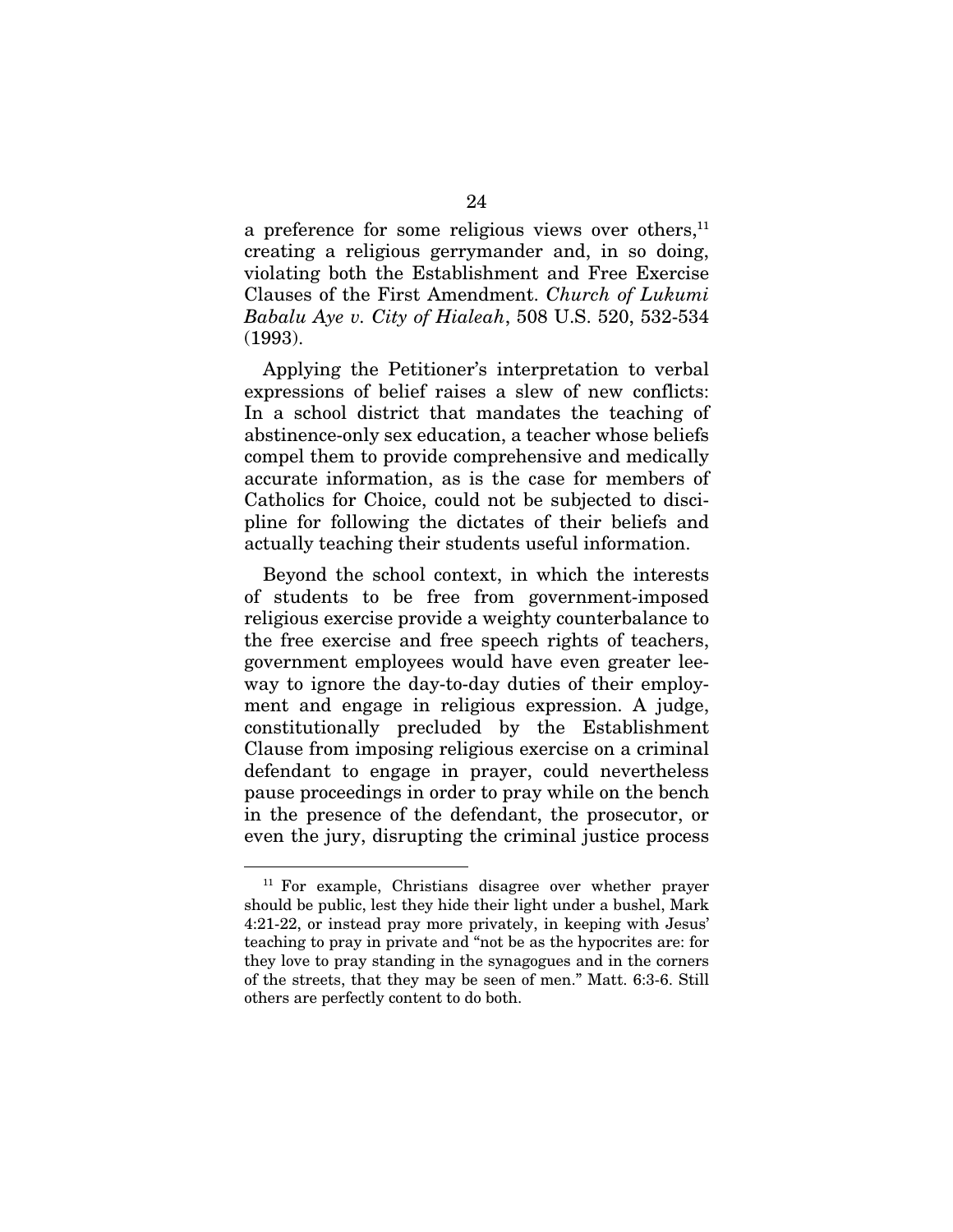a preference for some religious views over others,[11] creating a religious gerrymander and, in so doing, violating both the Establishment and Free Exercise Clauses of the First Amendment. *Church of Lukumi Babalu Aye v. City of Hialeah*, 508 U.S. 520, 532-534 (1993).

Applying the Petitioner's interpretation to verbal expressions of belief raises a slew of new conflicts: In a school district that mandates the teaching of abstinence-only sex education, a teacher whose beliefs compel them to provide comprehensive and medically accurate information, as is the case for members of Catholics for Choice, could not be subjected to discipline for following the dictates of their beliefs and actually teaching their students useful information.

Beyond the school context, in which the interests of students to be free from government-imposed religious exercise provide a weighty counterbalance to the free exercise and free speech rights of teachers, government employees would have even greater leeway to ignore the day-to-day duties of their employment and engage in religious expression. A judge, constitutionally precluded by the Establishment Clause from imposing religious exercise on a criminal defendant to engage in prayer, could nevertheless pause proceedings in order to pray while on the bench in the presence of the defendant, the prosecutor, or even the jury, disrupting the criminal justice process

[11] For example, Christians disagree over whether prayer should be public, lest they hide their light under a bushel, Mark 4:21-22, or instead pray more privately, in keeping with Jesus' teaching to pray in private and "not be as the hypocrites are: for they love to pray standing in the synagogues and in the corners of the streets, that they may be seen of men." Matt. 6:3-6. Still others are perfectly content to do both.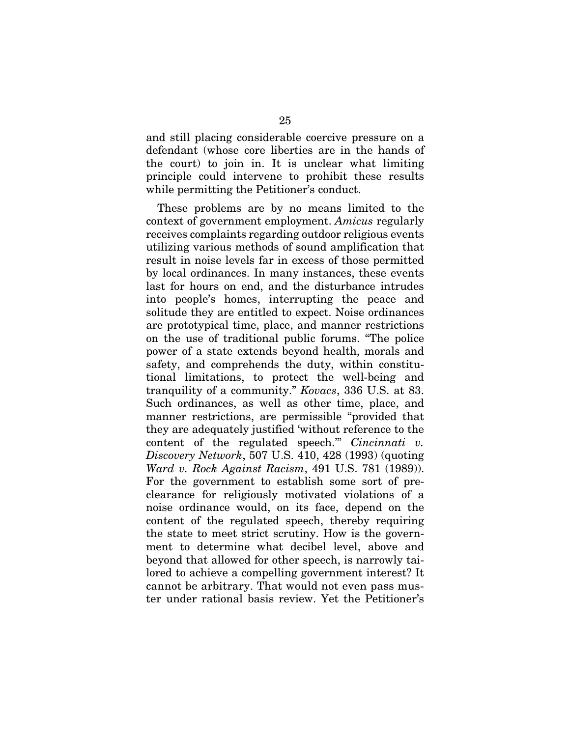and still placing considerable coercive pressure on a defendant (whose core liberties are in the hands of the court) to join in. It is unclear what limiting principle could intervene to prohibit these results while permitting the Petitioner's conduct.

These problems are by no means limited to the context of government employment. *Amicus* regularly receives complaints regarding outdoor religious events utilizing various methods of sound amplification that result in noise levels far in excess of those permitted by local ordinances. In many instances, these events last for hours on end, and the disturbance intrudes into people's homes, interrupting the peace and solitude they are entitled to expect. Noise ordinances are prototypical time, place, and manner restrictions on the use of traditional public forums. "The police power of a state extends beyond health, morals and safety, and comprehends the duty, within constitutional limitations, to protect the well-being and tranquility of a community." *Kovacs*, 336 U.S. at 83. Such ordinances, as well as other time, place, and manner restrictions, are permissible "provided that they are adequately justified 'without reference to the content of the regulated speech.'" *Cincinnati v. Discovery Network*, 507 U.S. 410, 428 (1993) (quoting *Ward v. Rock Against Racism*, 491 U.S. 781 (1989)). For the government to establish some sort of preclearance for religiously motivated violations of a noise ordinance would, on its face, depend on the content of the regulated speech, thereby requiring the state to meet strict scrutiny. How is the government to determine what decibel level, above and beyond that allowed for other speech, is narrowly tailored to achieve a compelling government interest? It cannot be arbitrary. That would not even pass muster under rational basis review. Yet the Petitioner's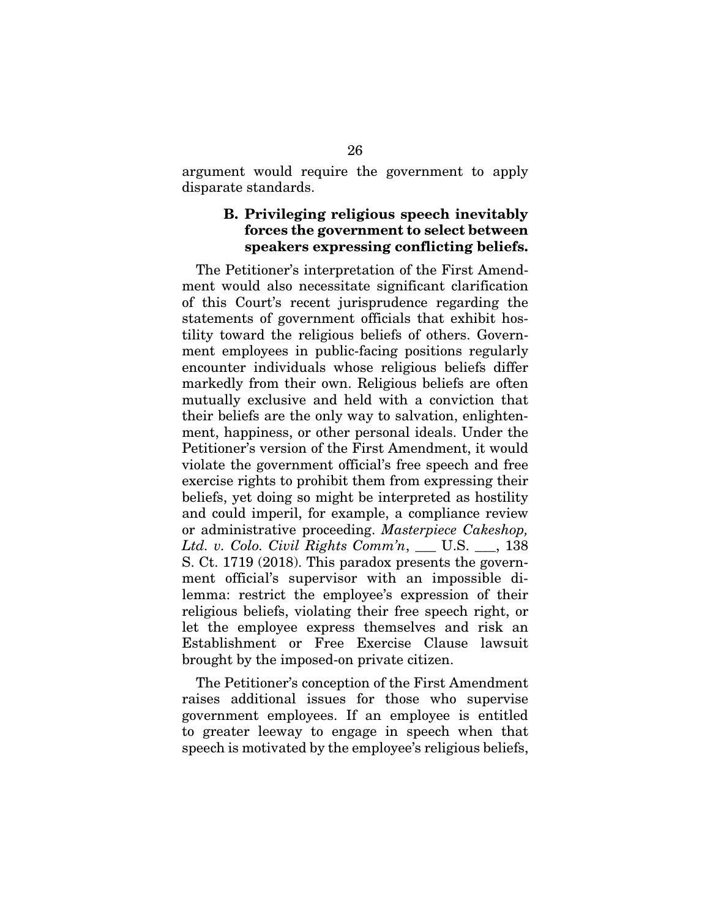argument would require the government to apply disparate standards.

### B. Privileging religious speech inevitably forces the government to select between speakers expressing conflicting beliefs.

The Petitioner's interpretation of the First Amendment would also necessitate significant clarification of this Court's recent jurisprudence regarding the statements of government officials that exhibit hostility toward the religious beliefs of others. Government employees in public-facing positions regularly encounter individuals whose religious beliefs differ markedly from their own. Religious beliefs are often mutually exclusive and held with a conviction that their beliefs are the only way to salvation, enlightenment, happiness, or other personal ideals. Under the Petitioner's version of the First Amendment, it would violate the government official's free speech and free exercise rights to prohibit them from expressing their beliefs, yet doing so might be interpreted as hostility and could imperil, for example, a compliance review or administrative proceeding. *Masterpiece Cakeshop, Ltd. v. Colo. Civil Rights Comm'n*, ___ U.S. ___, 138 S. Ct. 1719 (2018). This paradox presents the government official's supervisor with an impossible dilemma: restrict the employee's expression of their religious beliefs, violating their free speech right, or let the employee express themselves and risk an Establishment or Free Exercise Clause lawsuit brought by the imposed-on private citizen.

The Petitioner's conception of the First Amendment raises additional issues for those who supervise government employees. If an employee is entitled to greater leeway to engage in speech when that speech is motivated by the employee's religious beliefs,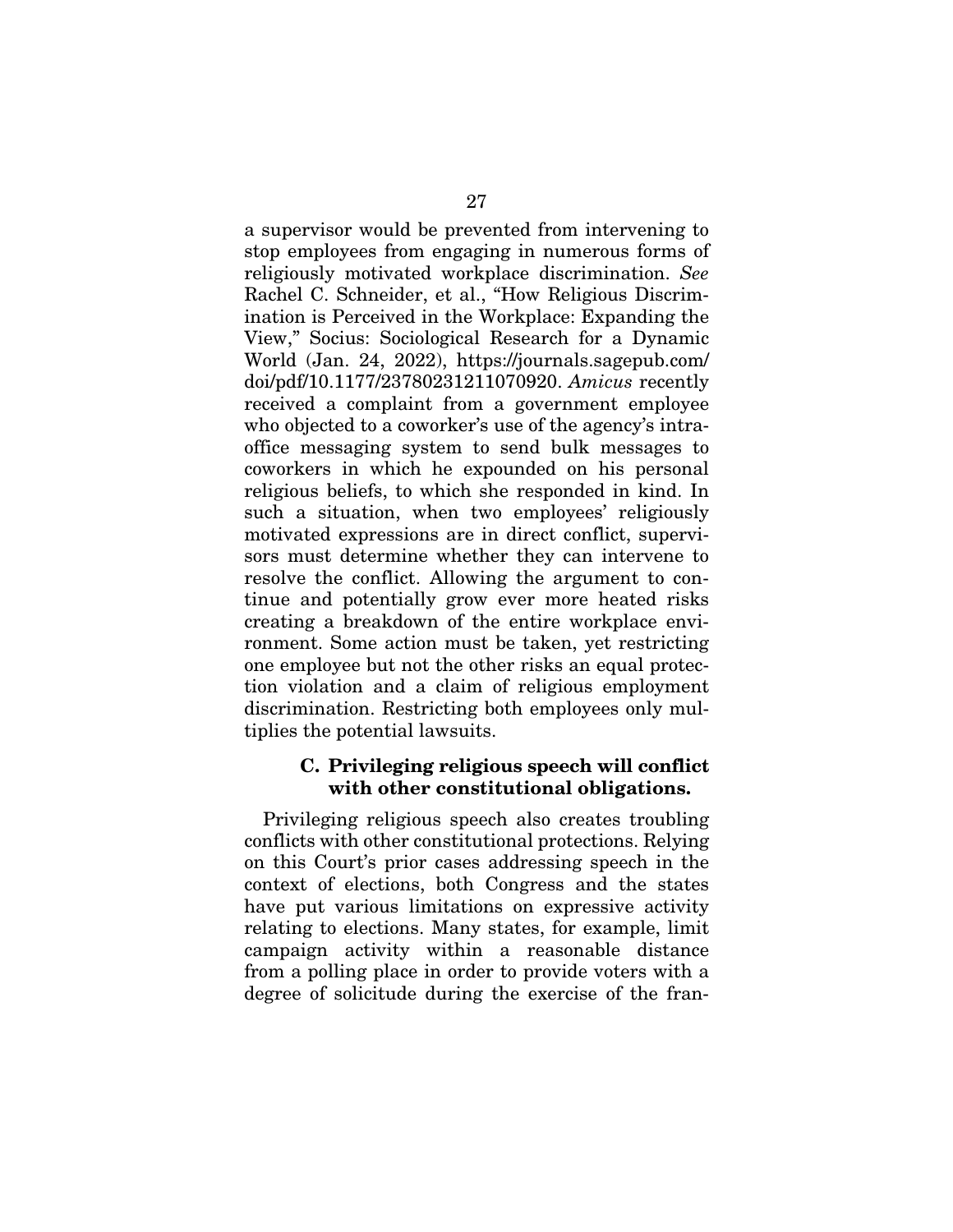a supervisor would be prevented from intervening to stop employees from engaging in numerous forms of religiously motivated workplace discrimination. *See* Rachel C. Schneider, et al., "How Religious Discrimination is Perceived in the Workplace: Expanding the View," Socius: Sociological Research for a Dynamic World (Jan. 24, 2022), https://journals.sagepub.com/doi/pdf/10.1177/23780231211070920. *Amicus* recently received a complaint from a government employee who objected to a coworker's use of the agency's intra-office messaging system to send bulk messages to coworkers in which he expounded on his personal religious beliefs, to which she responded in kind. In such a situation, when two employees' religiously motivated expressions are in direct conflict, supervisors must determine whether they can intervene to resolve the conflict. Allowing the argument to continue and potentially grow ever more heated risks creating a breakdown of the entire workplace environment. Some action must be taken, yet restricting one employee but not the other risks an equal protection violation and a claim of religious employment discrimination. Restricting both employees only multiplies the potential lawsuits.

### C. Privileging religious speech will conflict with other constitutional obligations.

Privileging religious speech also creates troubling conflicts with other constitutional protections. Relying on this Court's prior cases addressing speech in the context of elections, both Congress and the states have put various limitations on expressive activity relating to elections. Many states, for example, limit campaign activity within a reasonable distance from a polling place in order to provide voters with a degree of solicitude during the exercise of the fran-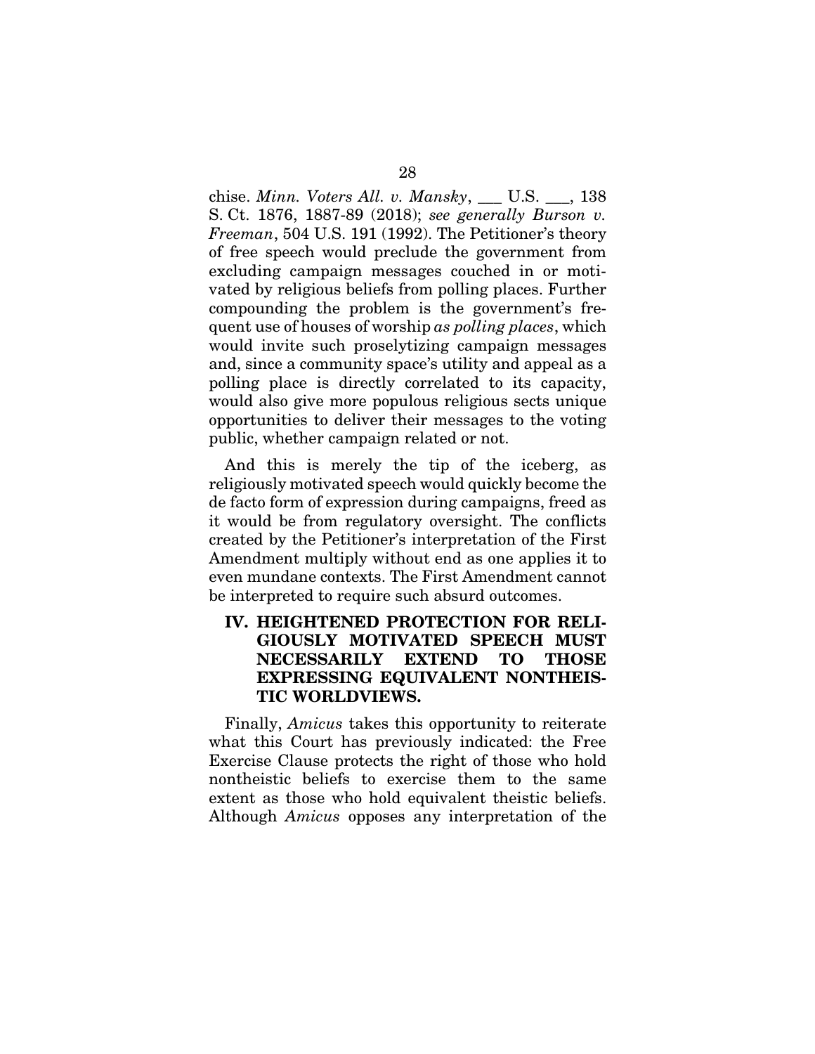chise. *Minn. Voters All. v. Mansky*, ___ U.S. ___, 138 S. Ct. 1876, 1887-89 (2018); *see generally Burson v. Freeman*, 504 U.S. 191 (1992). The Petitioner's theory of free speech would preclude the government from excluding campaign messages couched in or motivated by religious beliefs from polling places. Further compounding the problem is the government's frequent use of houses of worship *as polling places*, which would invite such proselytizing campaign messages and, since a community space's utility and appeal as a polling place is directly correlated to its capacity, would also give more populous religious sects unique opportunities to deliver their messages to the voting public, whether campaign related or not.

And this is merely the tip of the iceberg, as religiously motivated speech would quickly become the de facto form of expression during campaigns, freed as it would be from regulatory oversight. The conflicts created by the Petitioner's interpretation of the First Amendment multiply without end as one applies it to even mundane contexts. The First Amendment cannot be interpreted to require such absurd outcomes.

## IV. HEIGHTENED PROTECTION FOR RELIGIOUSLY MOTIVATED SPEECH MUST NECESSARILY EXTEND TO THOSE EXPRESSING EQUIVALENT NONTHEISTIC WORLDVIEWS.

Finally, *Amicus* takes this opportunity to reiterate what this Court has previously indicated: the Free Exercise Clause protects the right of those who hold nontheistic beliefs to exercise them to the same extent as those who hold equivalent theistic beliefs. Although *Amicus* opposes any interpretation of the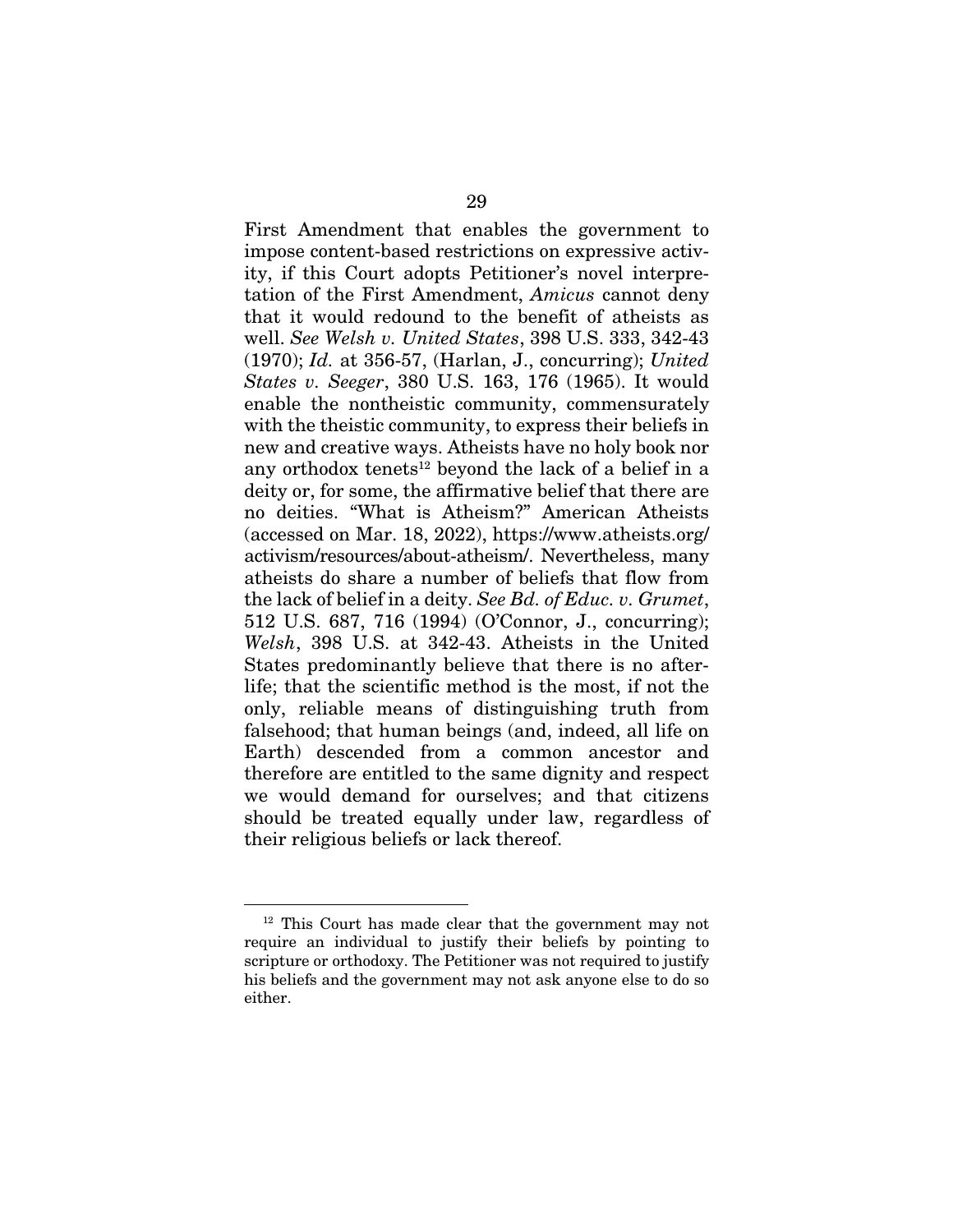First Amendment that enables the government to impose content-based restrictions on expressive activity, if this Court adopts Petitioner's novel interpretation of the First Amendment, *Amicus* cannot deny that it would redound to the benefit of atheists as well. *See Welsh v. United States*, 398 U.S. 333, 342-43 (1970); *Id.* at 356-57, (Harlan, J., concurring); *United States v. Seeger*, 380 U.S. 163, 176 (1965). It would enable the nontheistic community, commensurately with the theistic community, to express their beliefs in new and creative ways. Atheists have no holy book nor any orthodox tenets[12] beyond the lack of a belief in a deity or, for some, the affirmative belief that there are no deities. "What is Atheism?" American Atheists (accessed on Mar. 18, 2022), https://www.atheists.org/activism/resources/about-atheism/. Nevertheless, many atheists do share a number of beliefs that flow from the lack of belief in a deity. *See Bd. of Educ. v. Grumet*, 512 U.S. 687, 716 (1994) (O'Connor, J., concurring); *Welsh*, 398 U.S. at 342-43. Atheists in the United States predominantly believe that there is no afterlife; that the scientific method is the most, if not the only, reliable means of distinguishing truth from falsehood; that human beings (and, indeed, all life on Earth) descended from a common ancestor and therefore are entitled to the same dignity and respect we would demand for ourselves; and that citizens should be treated equally under law, regardless of their religious beliefs or lack thereof.

---

[12] This Court has made clear that the government may not require an individual to justify their beliefs by pointing to scripture or orthodoxy. The Petitioner was not required to justify his beliefs and the government may not ask anyone else to do so either.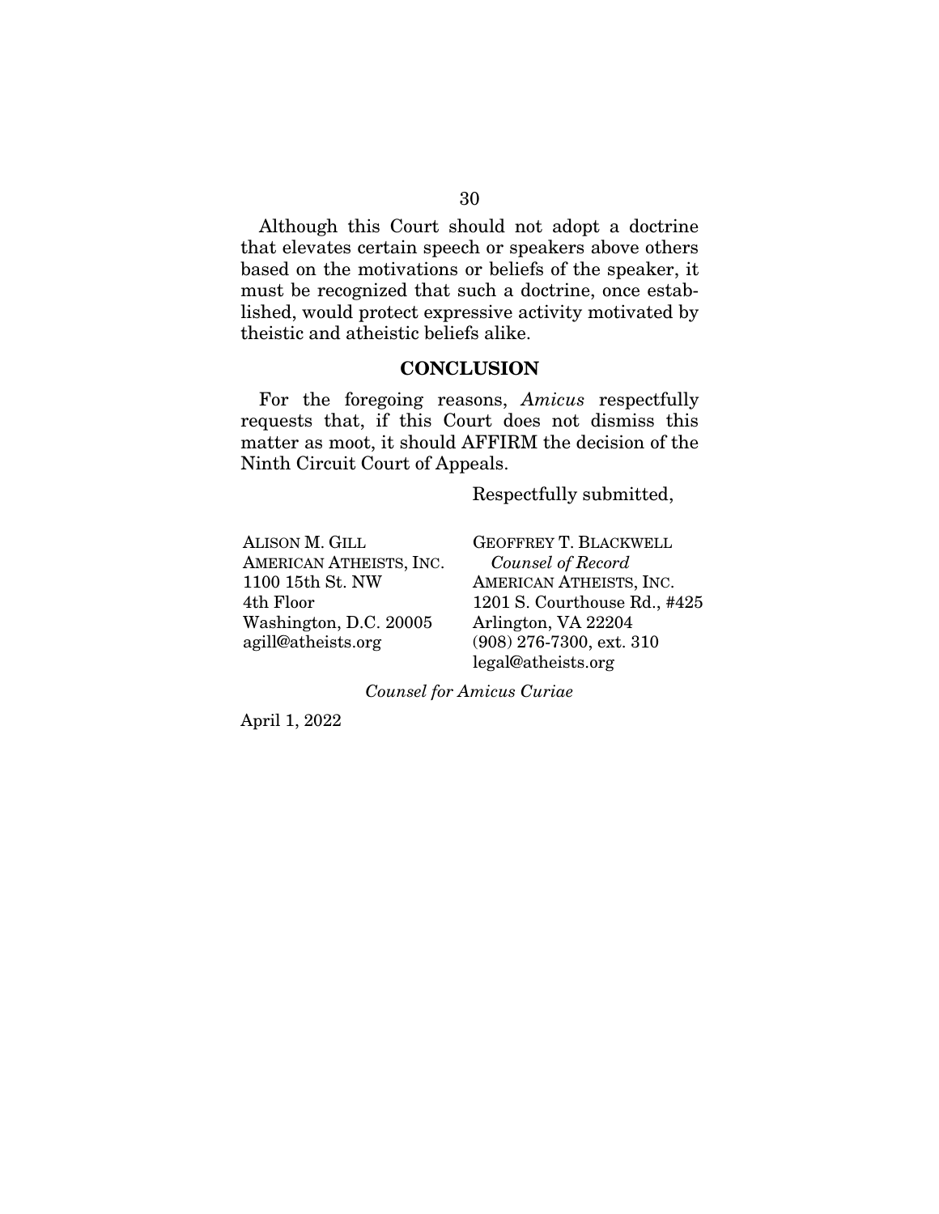Although this Court should not adopt a doctrine that elevates certain speech or speakers above others based on the motivations or beliefs of the speaker, it must be recognized that such a doctrine, once established, would protect expressive activity motivated by theistic and atheistic beliefs alike.

## CONCLUSION

For the foregoing reasons, *Amicus* respectfully requests that, if this Court does not dismiss this matter as moot, it should AFFIRM the decision of the Ninth Circuit Court of Appeals.

Respectfully submitted,

ALISON M. GILL
AMERICAN ATHEISTS, INC.
1100 15th St. NW
4th Floor
Washington, D.C. 20005
agill@atheists.org

GEOFFREY T. BLACKWELL
*Counsel of Record*
AMERICAN ATHEISTS, INC.
1201 S. Courthouse Rd., #425
Arlington, VA 22204
(908) 276-7300, ext. 310
legal@atheists.org

*Counsel for Amicus Curiae*

April 1, 2022